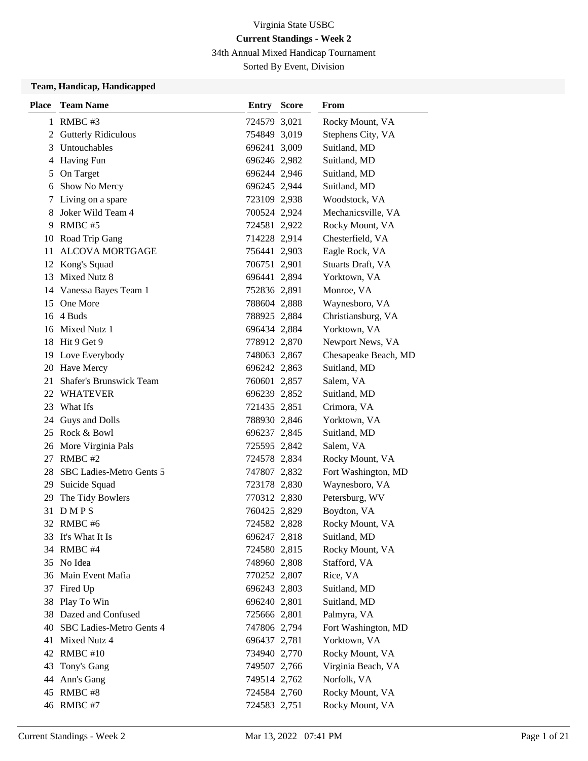# Virginia State USBC

## Current Standings - Week 2

34th Annual Mixed Handicap Tournament

Sorted By Event, Division

### Team, Handicap, Handicapped

| Place | Team Name | Entry | Score | From |
|---|---|---|---|---|
| 1 | RMBC #3 | 724579 | 3,021 | Rocky Mount, VA |
| 2 | Gutterly Ridiculous | 754849 | 3,019 | Stephens City, VA |
| 3 | Untouchables | 696241 | 3,009 | Suitland, MD |
| 4 | Having Fun | 696246 | 2,982 | Suitland, MD |
| 5 | On Target | 696244 | 2,946 | Suitland, MD |
| 6 | Show No Mercy | 696245 | 2,944 | Suitland, MD |
| 7 | Living on a spare | 723109 | 2,938 | Woodstock, VA |
| 8 | Joker Wild Team 4 | 700524 | 2,924 | Mechanicsville, VA |
| 9 | RMBC #5 | 724581 | 2,922 | Rocky Mount, VA |
| 10 | Road Trip Gang | 714228 | 2,914 | Chesterfield, VA |
| 11 | ALCOVA MORTGAGE | 756441 | 2,903 | Eagle Rock, VA |
| 12 | Kong's Squad | 706751 | 2,901 | Stuarts Draft, VA |
| 13 | Mixed Nutz 8 | 696441 | 2,894 | Yorktown, VA |
| 14 | Vanessa Bayes Team 1 | 752836 | 2,891 | Monroe, VA |
| 15 | One More | 788604 | 2,888 | Waynesboro, VA |
| 16 | 4 Buds | 788925 | 2,884 | Christiansburg, VA |
| 16 | Mixed Nutz 1 | 696434 | 2,884 | Yorktown, VA |
| 18 | Hit 9 Get 9 | 778912 | 2,870 | Newport News, VA |
| 19 | Love Everybody | 748063 | 2,867 | Chesapeake Beach, MD |
| 20 | Have Mercy | 696242 | 2,863 | Suitland, MD |
| 21 | Shafer's Brunswick Team | 760601 | 2,857 | Salem, VA |
| 22 | WHATEVER | 696239 | 2,852 | Suitland, MD |
| 23 | What Ifs | 721435 | 2,851 | Crimora, VA |
| 24 | Guys and Dolls | 788930 | 2,846 | Yorktown, VA |
| 25 | Rock & Bowl | 696237 | 2,845 | Suitland, MD |
| 26 | More Virginia Pals | 725595 | 2,842 | Salem, VA |
| 27 | RMBC #2 | 724578 | 2,834 | Rocky Mount, VA |
| 28 | SBC Ladies-Metro Gents 5 | 747807 | 2,832 | Fort Washington, MD |
| 29 | Suicide Squad | 723178 | 2,830 | Waynesboro, VA |
| 29 | The Tidy Bowlers | 770312 | 2,830 | Petersburg, WV |
| 31 | D M P S | 760425 | 2,829 | Boydton, VA |
| 32 | RMBC #6 | 724582 | 2,828 | Rocky Mount, VA |
| 33 | It's What It Is | 696247 | 2,818 | Suitland, MD |
| 34 | RMBC #4 | 724580 | 2,815 | Rocky Mount, VA |
| 35 | No Idea | 748960 | 2,808 | Stafford, VA |
| 36 | Main Event Mafia | 770252 | 2,807 | Rice, VA |
| 37 | Fired Up | 696243 | 2,803 | Suitland, MD |
| 38 | Play To Win | 696240 | 2,801 | Suitland, MD |
| 38 | Dazed and Confused | 725666 | 2,801 | Palmyra, VA |
| 40 | SBC Ladies-Metro Gents 4 | 747806 | 2,794 | Fort Washington, MD |
| 41 | Mixed Nutz 4 | 696437 | 2,781 | Yorktown, VA |
| 42 | RMBC #10 | 734940 | 2,770 | Rocky Mount, VA |
| 43 | Tony's Gang | 749507 | 2,766 | Virginia Beach, VA |
| 44 | Ann's Gang | 749514 | 2,762 | Norfolk, VA |
| 45 | RMBC #8 | 724584 | 2,760 | Rocky Mount, VA |
| 46 | RMBC #7 | 724583 | 2,751 | Rocky Mount, VA |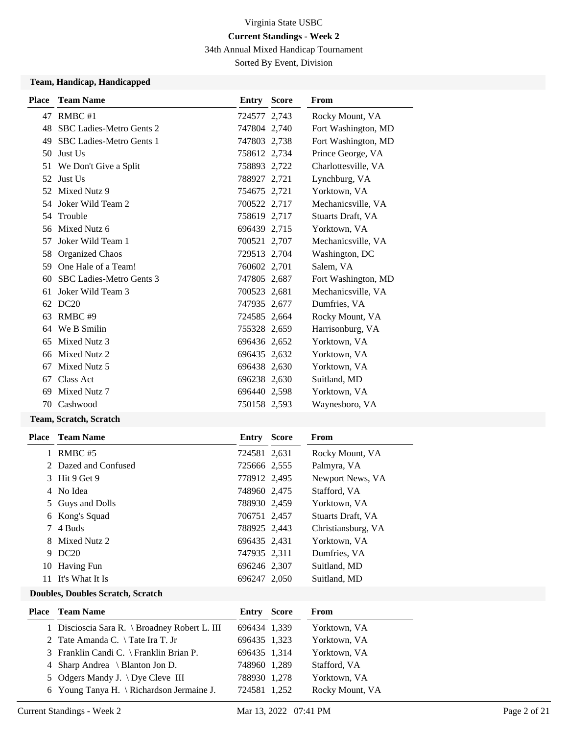Virginia State USBC

**Current Standings - Week 2**

34th Annual Mixed Handicap Tournament

Sorted By Event, Division

### Team, Handicap, Handicapped

| Place | Team Name | Entry | Score | From |
|---|---|---|---|---|
| 47 | RMBC #1 | 724577 | 2,743 | Rocky Mount, VA |
| 48 | SBC Ladies-Metro Gents 2 | 747804 | 2,740 | Fort Washington, MD |
| 49 | SBC Ladies-Metro Gents 1 | 747803 | 2,738 | Fort Washington, MD |
| 50 | Just Us | 758612 | 2,734 | Prince George, VA |
| 51 | We Don't Give a Split | 758893 | 2,722 | Charlottesville, VA |
| 52 | Just Us | 788927 | 2,721 | Lynchburg, VA |
| 52 | Mixed Nutz 9 | 754675 | 2,721 | Yorktown, VA |
| 54 | Joker Wild Team 2 | 700522 | 2,717 | Mechanicsville, VA |
| 54 | Trouble | 758619 | 2,717 | Stuarts Draft, VA |
| 56 | Mixed Nutz 6 | 696439 | 2,715 | Yorktown, VA |
| 57 | Joker Wild Team 1 | 700521 | 2,707 | Mechanicsville, VA |
| 58 | Organized Chaos | 729513 | 2,704 | Washington, DC |
| 59 | One Hale of a Team! | 760602 | 2,701 | Salem, VA |
| 60 | SBC Ladies-Metro Gents 3 | 747805 | 2,687 | Fort Washington, MD |
| 61 | Joker Wild Team 3 | 700523 | 2,681 | Mechanicsville, VA |
| 62 | DC20 | 747935 | 2,677 | Dumfries, VA |
| 63 | RMBC #9 | 724585 | 2,664 | Rocky Mount, VA |
| 64 | We B Smilin | 755328 | 2,659 | Harrisonburg, VA |
| 65 | Mixed Nutz 3 | 696436 | 2,652 | Yorktown, VA |
| 66 | Mixed Nutz 2 | 696435 | 2,632 | Yorktown, VA |
| 67 | Mixed Nutz 5 | 696438 | 2,630 | Yorktown, VA |
| 67 | Class Act | 696238 | 2,630 | Suitland, MD |
| 69 | Mixed Nutz 7 | 696440 | 2,598 | Yorktown, VA |
| 70 | Cashwood | 750158 | 2,593 | Waynesboro, VA |

### Team, Scratch, Scratch

| Place | Team Name | Entry | Score | From |
|---|---|---|---|---|
| 1 | RMBC #5 | 724581 | 2,631 | Rocky Mount, VA |
| 2 | Dazed and Confused | 725666 | 2,555 | Palmyra, VA |
| 3 | Hit 9 Get 9 | 778912 | 2,495 | Newport News, VA |
| 4 | No Idea | 748960 | 2,475 | Stafford, VA |
| 5 | Guys and Dolls | 788930 | 2,459 | Yorktown, VA |
| 6 | Kong's Squad | 706751 | 2,457 | Stuarts Draft, VA |
| 7 | 4 Buds | 788925 | 2,443 | Christiansburg, VA |
| 8 | Mixed Nutz 2 | 696435 | 2,431 | Yorktown, VA |
| 9 | DC20 | 747935 | 2,311 | Dumfries, VA |
| 10 | Having Fun | 696246 | 2,307 | Suitland, MD |
| 11 | It's What It Is | 696247 | 2,050 | Suitland, MD |

### Doubles, Doubles Scratch, Scratch

| Place | Team Name | Entry | Score | From |
|---|---|---|---|---|
| 1 | Discioscia Sara R. \ Broadney Robert L. III | 696434 | 1,339 | Yorktown, VA |
| 2 | Tate Amanda C. \ Tate Ira T. Jr | 696435 | 1,323 | Yorktown, VA |
| 3 | Franklin Candi C. \ Franklin Brian P. | 696435 | 1,314 | Yorktown, VA |
| 4 | Sharp Andrea \ Blanton Jon D. | 748960 | 1,289 | Stafford, VA |
| 5 | Odgers Mandy J. \ Dye Cleve III | 788930 | 1,278 | Yorktown, VA |
| 6 | Young Tanya H. \ Richardson Jermaine J. | 724581 | 1,252 | Rocky Mount, VA |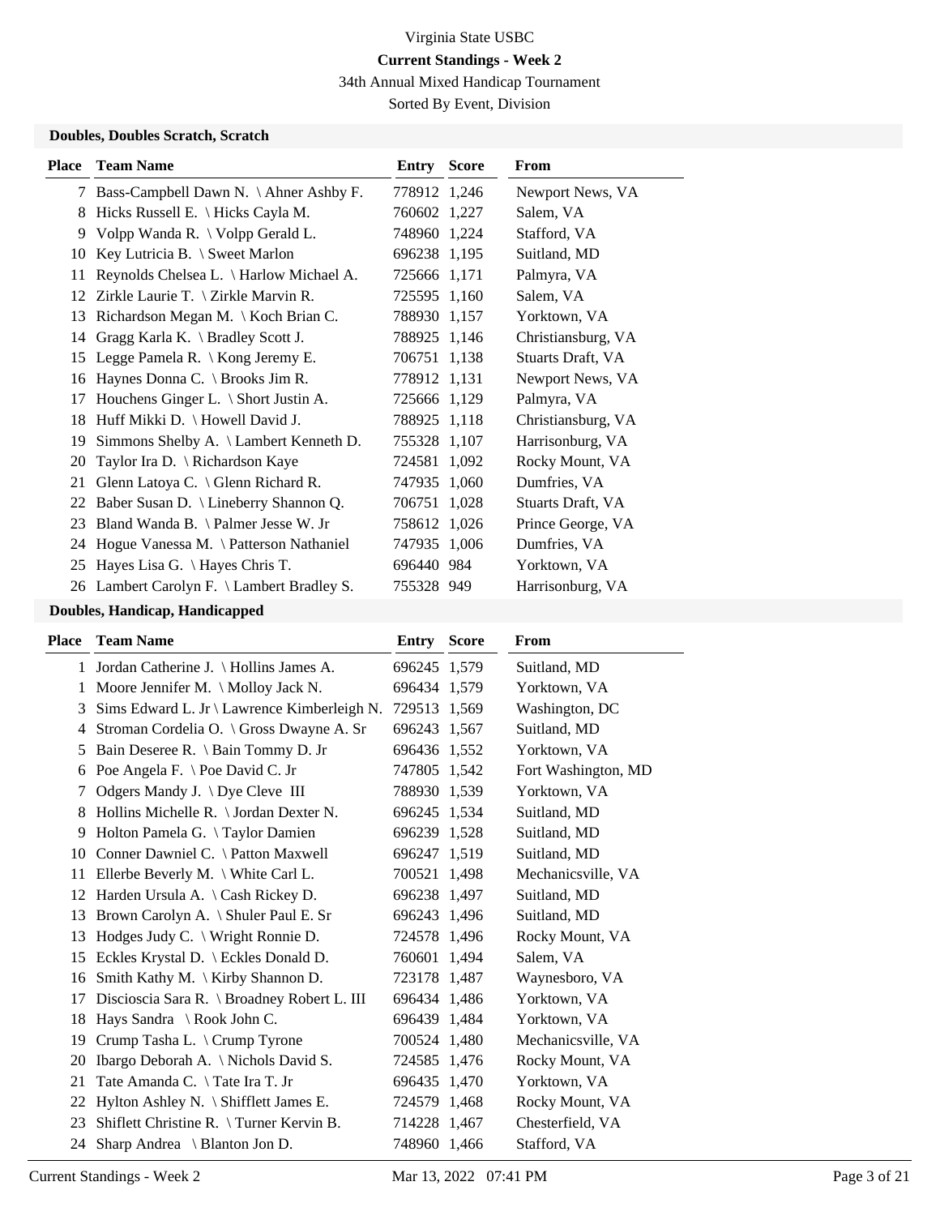Virginia State USBC

**Current Standings - Week 2**

34th Annual Mixed Handicap Tournament

Sorted By Event, Division

### Doubles, Doubles Scratch, Scratch

| Place | Team Name | Entry | Score | From |
|---|---|---|---|---|
| 7 | Bass-Campbell Dawn N. \ Ahner Ashby F. | 778912 | 1,246 | Newport News, VA |
| 8 | Hicks Russell E. \ Hicks Cayla M. | 760602 | 1,227 | Salem, VA |
| 9 | Volpp Wanda R. \ Volpp Gerald L. | 748960 | 1,224 | Stafford, VA |
| 10 | Key Lutricia B. \ Sweet Marlon | 696238 | 1,195 | Suitland, MD |
| 11 | Reynolds Chelsea L. \ Harlow Michael A. | 725666 | 1,171 | Palmyra, VA |
| 12 | Zirkle Laurie T. \ Zirkle Marvin R. | 725595 | 1,160 | Salem, VA |
| 13 | Richardson Megan M. \ Koch Brian C. | 788930 | 1,157 | Yorktown, VA |
| 14 | Gragg Karla K. \ Bradley Scott J. | 788925 | 1,146 | Christiansburg, VA |
| 15 | Legge Pamela R. \ Kong Jeremy E. | 706751 | 1,138 | Stuarts Draft, VA |
| 16 | Haynes Donna C. \ Brooks Jim R. | 778912 | 1,131 | Newport News, VA |
| 17 | Houchens Ginger L. \ Short Justin A. | 725666 | 1,129 | Palmyra, VA |
| 18 | Huff Mikki D. \ Howell David J. | 788925 | 1,118 | Christiansburg, VA |
| 19 | Simmons Shelby A. \ Lambert Kenneth D. | 755328 | 1,107 | Harrisonburg, VA |
| 20 | Taylor Ira D. \ Richardson Kaye | 724581 | 1,092 | Rocky Mount, VA |
| 21 | Glenn Latoya C. \ Glenn Richard R. | 747935 | 1,060 | Dumfries, VA |
| 22 | Baber Susan D. \ Lineberry Shannon Q. | 706751 | 1,028 | Stuarts Draft, VA |
| 23 | Bland Wanda B. \ Palmer Jesse W. Jr | 758612 | 1,026 | Prince George, VA |
| 24 | Hogue Vanessa M. \ Patterson Nathaniel | 747935 | 1,006 | Dumfries, VA |
| 25 | Hayes Lisa G. \ Hayes Chris T. | 696440 | 984 | Yorktown, VA |
| 26 | Lambert Carolyn F. \ Lambert Bradley S. | 755328 | 949 | Harrisonburg, VA |

### Doubles, Handicap, Handicapped

| Place | Team Name | Entry | Score | From |
|---|---|---|---|---|
| 1 | Jordan Catherine J. \ Hollins James A. | 696245 | 1,579 | Suitland, MD |
| 1 | Moore Jennifer M. \ Molloy Jack N. | 696434 | 1,579 | Yorktown, VA |
| 3 | Sims Edward L. Jr \ Lawrence Kimberleigh N. | 729513 | 1,569 | Washington, DC |
| 4 | Stroman Cordelia O. \ Gross Dwayne A. Sr | 696243 | 1,567 | Suitland, MD |
| 5 | Bain Deseree R. \ Bain Tommy D. Jr | 696436 | 1,552 | Yorktown, VA |
| 6 | Poe Angela F. \ Poe David C. Jr | 747805 | 1,542 | Fort Washington, MD |
| 7 | Odgers Mandy J. \ Dye Cleve III | 788930 | 1,539 | Yorktown, VA |
| 8 | Hollins Michelle R. \ Jordan Dexter N. | 696245 | 1,534 | Suitland, MD |
| 9 | Holton Pamela G. \ Taylor Damien | 696239 | 1,528 | Suitland, MD |
| 10 | Conner Dawniel C. \ Patton Maxwell | 696247 | 1,519 | Suitland, MD |
| 11 | Ellerbe Beverly M. \ White Carl L. | 700521 | 1,498 | Mechanicsville, VA |
| 12 | Harden Ursula A. \ Cash Rickey D. | 696238 | 1,497 | Suitland, MD |
| 13 | Brown Carolyn A. \ Shuler Paul E. Sr | 696243 | 1,496 | Suitland, MD |
| 13 | Hodges Judy C. \ Wright Ronnie D. | 724578 | 1,496 | Rocky Mount, VA |
| 15 | Eckles Krystal D. \ Eckles Donald D. | 760601 | 1,494 | Salem, VA |
| 16 | Smith Kathy M. \ Kirby Shannon D. | 723178 | 1,487 | Waynesboro, VA |
| 17 | Discioscia Sara R. \ Broadney Robert L. III | 696434 | 1,486 | Yorktown, VA |
| 18 | Hays Sandra \ Rook John C. | 696439 | 1,484 | Yorktown, VA |
| 19 | Crump Tasha L. \ Crump Tyrone | 700524 | 1,480 | Mechanicsville, VA |
| 20 | Ibargo Deborah A. \ Nichols David S. | 724585 | 1,476 | Rocky Mount, VA |
| 21 | Tate Amanda C. \ Tate Ira T. Jr | 696435 | 1,470 | Yorktown, VA |
| 22 | Hylton Ashley N. \ Shifflett James E. | 724579 | 1,468 | Rocky Mount, VA |
| 23 | Shiflett Christine R. \ Turner Kervin B. | 714228 | 1,467 | Chesterfield, VA |
| 24 | Sharp Andrea \ Blanton Jon D. | 748960 | 1,466 | Stafford, VA |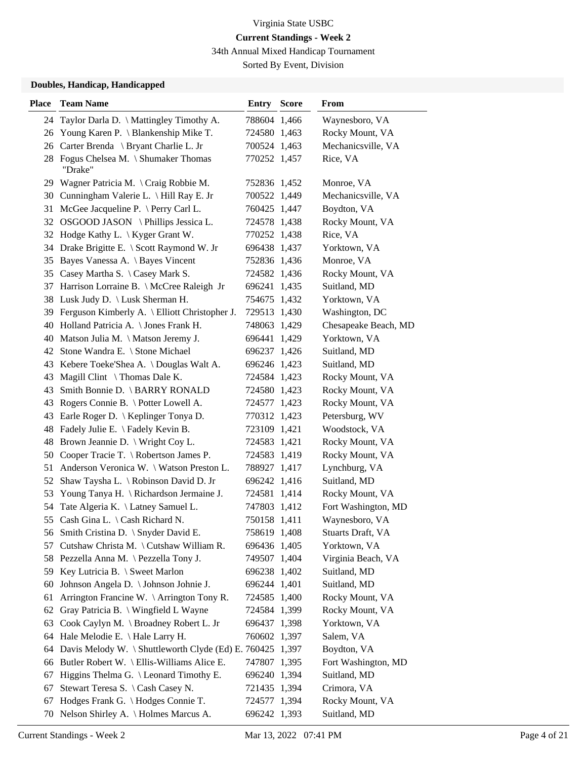Virginia State USBC

**Current Standings - Week 2**

34th Annual Mixed Handicap Tournament

Sorted By Event, Division

### Doubles, Handicap, Handicapped

| Place | Team Name | Entry | Score | From |
|---|---|---|---|---|
| 24 | Taylor Darla D. \ Mattingley Timothy A. | 788604 | 1,466 | Waynesboro, VA |
| 26 | Young Karen P. \ Blankenship Mike T. | 724580 | 1,463 | Rocky Mount, VA |
| 26 | Carter Brenda \ Bryant Charlie L. Jr | 700524 | 1,463 | Mechanicsville, VA |
| 28 | Fogus Chelsea M. \ Shumaker Thomas "Drake" | 770252 | 1,457 | Rice, VA |
| 29 | Wagner Patricia M. \ Craig Robbie M. | 752836 | 1,452 | Monroe, VA |
| 30 | Cunningham Valerie L. \ Hill Ray E. Jr | 700522 | 1,449 | Mechanicsville, VA |
| 31 | McGee Jacqueline P. \ Perry Carl L. | 760425 | 1,447 | Boydton, VA |
| 32 | OSGOOD JASON \ Phillips Jessica L. | 724578 | 1,438 | Rocky Mount, VA |
| 32 | Hodge Kathy L. \ Kyger Grant W. | 770252 | 1,438 | Rice, VA |
| 34 | Drake Brigitte E. \ Scott Raymond W. Jr | 696438 | 1,437 | Yorktown, VA |
| 35 | Bayes Vanessa A. \ Bayes Vincent | 752836 | 1,436 | Monroe, VA |
| 35 | Casey Martha S. \ Casey Mark S. | 724582 | 1,436 | Rocky Mount, VA |
| 37 | Harrison Lorraine B. \ McCree Raleigh Jr | 696241 | 1,435 | Suitland, MD |
| 38 | Lusk Judy D. \ Lusk Sherman H. | 754675 | 1,432 | Yorktown, VA |
| 39 | Ferguson Kimberly A. \ Elliott Christopher J. | 729513 | 1,430 | Washington, DC |
| 40 | Holland Patricia A. \ Jones Frank H. | 748063 | 1,429 | Chesapeake Beach, MD |
| 40 | Matson Julia M. \ Matson Jeremy J. | 696441 | 1,429 | Yorktown, VA |
| 42 | Stone Wandra E. \ Stone Michael | 696237 | 1,426 | Suitland, MD |
| 43 | Kebere Toeke'Shea A. \ Douglas Walt A. | 696246 | 1,423 | Suitland, MD |
| 43 | Magill Clint \ Thomas Dale K. | 724584 | 1,423 | Rocky Mount, VA |
| 43 | Smith Bonnie D. \ BARRY RONALD | 724580 | 1,423 | Rocky Mount, VA |
| 43 | Rogers Connie B. \ Potter Lowell A. | 724577 | 1,423 | Rocky Mount, VA |
| 43 | Earle Roger D. \ Keplinger Tonya D. | 770312 | 1,423 | Petersburg, WV |
| 48 | Fadely Julie E. \ Fadely Kevin B. | 723109 | 1,421 | Woodstock, VA |
| 48 | Brown Jeannie D. \ Wright Coy L. | 724583 | 1,421 | Rocky Mount, VA |
| 50 | Cooper Tracie T. \ Robertson James P. | 724583 | 1,419 | Rocky Mount, VA |
| 51 | Anderson Veronica W. \ Watson Preston L. | 788927 | 1,417 | Lynchburg, VA |
| 52 | Shaw Taysha L. \ Robinson David D. Jr | 696242 | 1,416 | Suitland, MD |
| 53 | Young Tanya H. \ Richardson Jermaine J. | 724581 | 1,414 | Rocky Mount, VA |
| 54 | Tate Algeria K. \ Latney Samuel L. | 747803 | 1,412 | Fort Washington, MD |
| 55 | Cash Gina L. \ Cash Richard N. | 750158 | 1,411 | Waynesboro, VA |
| 56 | Smith Cristina D. \ Snyder David E. | 758619 | 1,408 | Stuarts Draft, VA |
| 57 | Cutshaw Christa M. \ Cutshaw William R. | 696436 | 1,405 | Yorktown, VA |
| 58 | Pezzella Anna M. \ Pezzella Tony J. | 749507 | 1,404 | Virginia Beach, VA |
| 59 | Key Lutricia B. \ Sweet Marlon | 696238 | 1,402 | Suitland, MD |
| 60 | Johnson Angela D. \ Johnson Johnie J. | 696244 | 1,401 | Suitland, MD |
| 61 | Arrington Francine W. \ Arrington Tony R. | 724585 | 1,400 | Rocky Mount, VA |
| 62 | Gray Patricia B. \ Wingfield L Wayne | 724584 | 1,399 | Rocky Mount, VA |
| 63 | Cook Caylyn M. \ Broadney Robert L. Jr | 696437 | 1,398 | Yorktown, VA |
| 64 | Hale Melodie E. \ Hale Larry H. | 760602 | 1,397 | Salem, VA |
| 64 | Davis Melody W. \ Shuttleworth Clyde (Ed) E. | 760425 | 1,397 | Boydton, VA |
| 66 | Butler Robert W. \ Ellis-Williams Alice E. | 747807 | 1,395 | Fort Washington, MD |
| 67 | Higgins Thelma G. \ Leonard Timothy E. | 696240 | 1,394 | Suitland, MD |
| 67 | Stewart Teresa S. \ Cash Casey N. | 721435 | 1,394 | Crimora, VA |
| 67 | Hodges Frank G. \ Hodges Connie T. | 724577 | 1,394 | Rocky Mount, VA |
| 70 | Nelson Shirley A. \ Holmes Marcus A. | 696242 | 1,393 | Suitland, MD |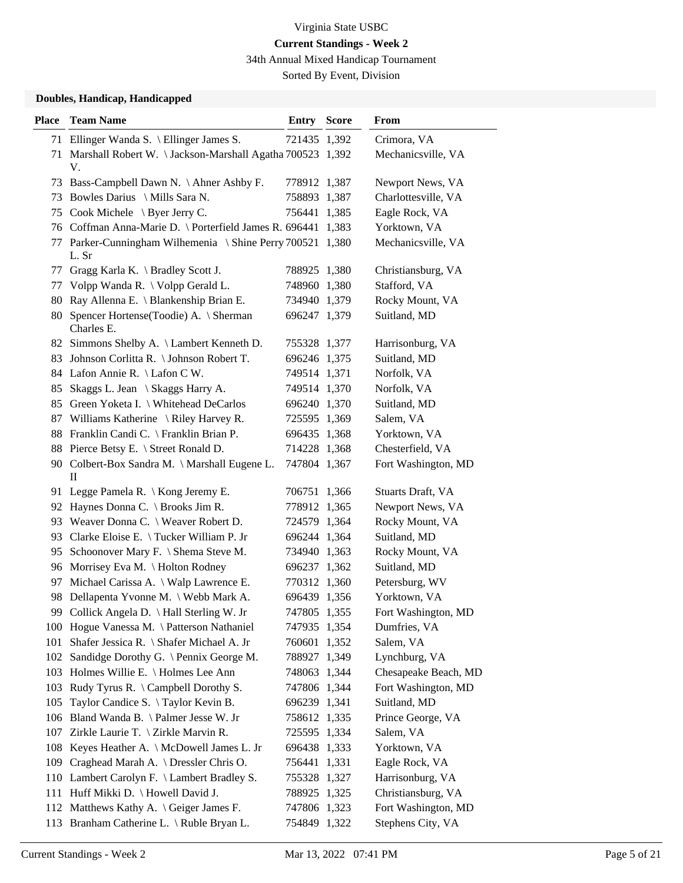Virginia State USBC

**Current Standings - Week 2**

34th Annual Mixed Handicap Tournament

Sorted By Event, Division

### Doubles, Handicap, Handicapped

| Place | Team Name | Entry | Score | From |
|---|---|---|---|---|
| 71 | Ellinger Wanda S. \ Ellinger James S. | 721435 | 1,392 | Crimora, VA |
| 71 | Marshall Robert W. \ Jackson-Marshall Agatha V. | 700523 | 1,392 | Mechanicsville, VA |
| 73 | Bass-Campbell Dawn N. \ Ahner Ashby F. | 778912 | 1,387 | Newport News, VA |
| 73 | Bowles Darius \ Mills Sara N. | 758893 | 1,387 | Charlottesville, VA |
| 75 | Cook Michele \ Byer Jerry C. | 756441 | 1,385 | Eagle Rock, VA |
| 76 | Coffman Anna-Marie D. \ Porterfield James R. | 696441 | 1,383 | Yorktown, VA |
| 77 | Parker-Cunningham Wilhemenia \ Shine Perry L. Sr | 700521 | 1,380 | Mechanicsville, VA |
| 77 | Gragg Karla K. \ Bradley Scott J. | 788925 | 1,380 | Christiansburg, VA |
| 77 | Volpp Wanda R. \ Volpp Gerald L. | 748960 | 1,380 | Stafford, VA |
| 80 | Ray Allenna E. \ Blankenship Brian E. | 734940 | 1,379 | Rocky Mount, VA |
| 80 | Spencer Hortense(Toodie) A. \ Sherman Charles E. | 696247 | 1,379 | Suitland, MD |
| 82 | Simmons Shelby A. \ Lambert Kenneth D. | 755328 | 1,377 | Harrisonburg, VA |
| 83 | Johnson Corlitta R. \ Johnson Robert T. | 696246 | 1,375 | Suitland, MD |
| 84 | Lafon Annie R. \ Lafon C W. | 749514 | 1,371 | Norfolk, VA |
| 85 | Skaggs L. Jean \ Skaggs Harry A. | 749514 | 1,370 | Norfolk, VA |
| 85 | Green Yoketa I. \ Whitehead DeCarlos | 696240 | 1,370 | Suitland, MD |
| 87 | Williams Katherine \ Riley Harvey R. | 725595 | 1,369 | Salem, VA |
| 88 | Franklin Candi C. \ Franklin Brian P. | 696435 | 1,368 | Yorktown, VA |
| 88 | Pierce Betsy E. \ Street Ronald D. | 714228 | 1,368 | Chesterfield, VA |
| 90 | Colbert-Box Sandra M. \ Marshall Eugene L. II | 747804 | 1,367 | Fort Washington, MD |
| 91 | Legge Pamela R. \ Kong Jeremy E. | 706751 | 1,366 | Stuarts Draft, VA |
| 92 | Haynes Donna C. \ Brooks Jim R. | 778912 | 1,365 | Newport News, VA |
| 93 | Weaver Donna C. \ Weaver Robert D. | 724579 | 1,364 | Rocky Mount, VA |
| 93 | Clarke Eloise E. \ Tucker William P. Jr | 696244 | 1,364 | Suitland, MD |
| 95 | Schoonover Mary F. \ Shema Steve M. | 734940 | 1,363 | Rocky Mount, VA |
| 96 | Morrisey Eva M. \ Holton Rodney | 696237 | 1,362 | Suitland, MD |
| 97 | Michael Carissa A. \ Walp Lawrence E. | 770312 | 1,360 | Petersburg, WV |
| 98 | Dellapenta Yvonne M. \ Webb Mark A. | 696439 | 1,356 | Yorktown, VA |
| 99 | Collick Angela D. \ Hall Sterling W. Jr | 747805 | 1,355 | Fort Washington, MD |
| 100 | Hogue Vanessa M. \ Patterson Nathaniel | 747935 | 1,354 | Dumfries, VA |
| 101 | Shafer Jessica R. \ Shafer Michael A. Jr | 760601 | 1,352 | Salem, VA |
| 102 | Sandidge Dorothy G. \ Pennix George M. | 788927 | 1,349 | Lynchburg, VA |
| 103 | Holmes Willie E. \ Holmes Lee Ann | 748063 | 1,344 | Chesapeake Beach, MD |
| 103 | Rudy Tyrus R. \ Campbell Dorothy S. | 747806 | 1,344 | Fort Washington, MD |
| 105 | Taylor Candice S. \ Taylor Kevin B. | 696239 | 1,341 | Suitland, MD |
| 106 | Bland Wanda B. \ Palmer Jesse W. Jr | 758612 | 1,335 | Prince George, VA |
| 107 | Zirkle Laurie T. \ Zirkle Marvin R. | 725595 | 1,334 | Salem, VA |
| 108 | Keyes Heather A. \ McDowell James L. Jr | 696438 | 1,333 | Yorktown, VA |
| 109 | Craghead Marah A. \ Dressler Chris O. | 756441 | 1,331 | Eagle Rock, VA |
| 110 | Lambert Carolyn F. \ Lambert Bradley S. | 755328 | 1,327 | Harrisonburg, VA |
| 111 | Huff Mikki D. \ Howell David J. | 788925 | 1,325 | Christiansburg, VA |
| 112 | Matthews Kathy A. \ Geiger James F. | 747806 | 1,323 | Fort Washington, MD |
| 113 | Branham Catherine L. \ Ruble Bryan L. | 754849 | 1,322 | Stephens City, VA |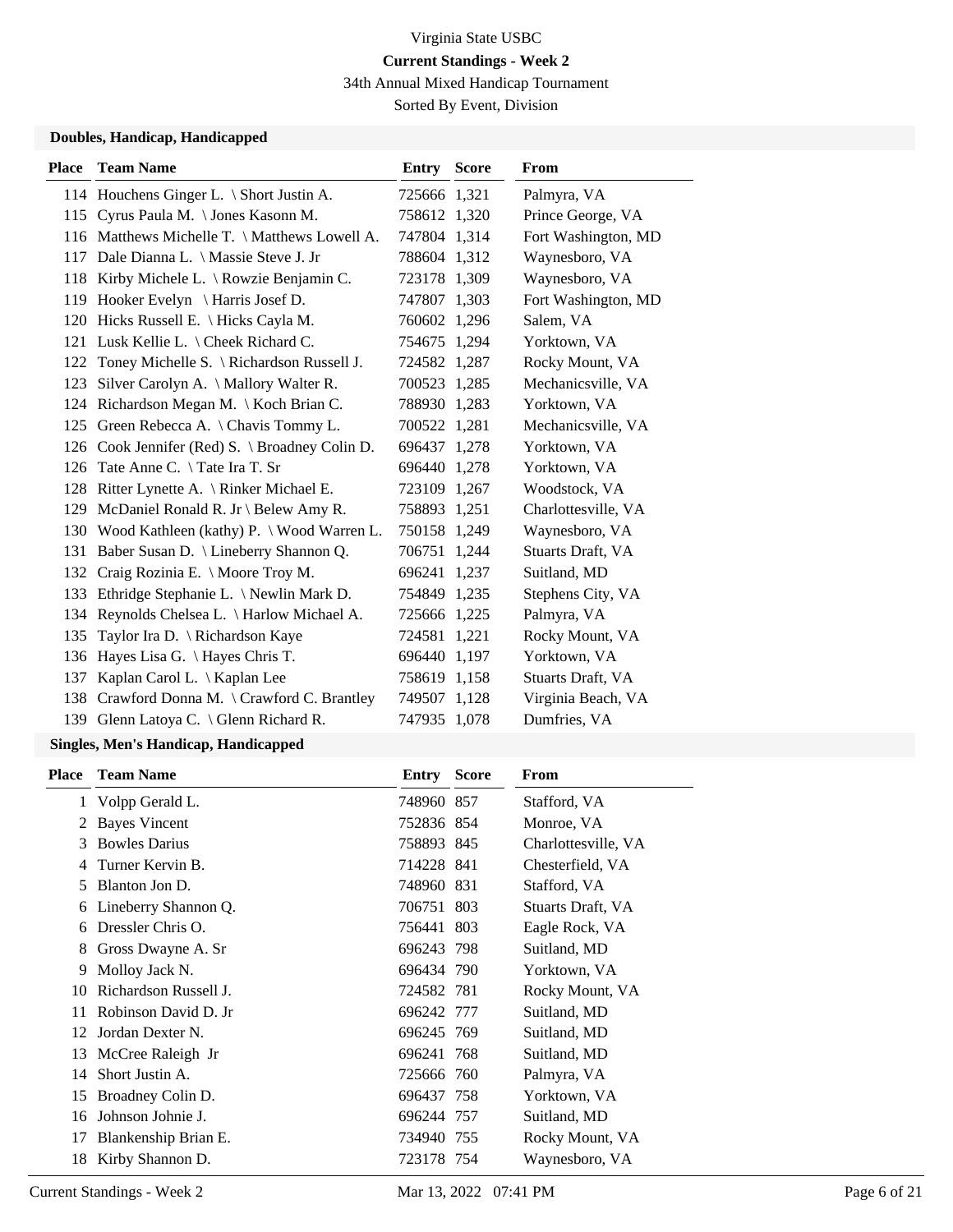# Virginia State USBC

**Current Standings - Week 2**

34th Annual Mixed Handicap Tournament

Sorted By Event, Division

### Doubles, Handicap, Handicapped

| Place | Team Name | Entry | Score | From |
|---|---|---|---|---|
| 114 | Houchens Ginger L. \ Short Justin A. | 725666 | 1,321 | Palmyra, VA |
| 115 | Cyrus Paula M. \ Jones Kasonn M. | 758612 | 1,320 | Prince George, VA |
| 116 | Matthews Michelle T. \ Matthews Lowell A. | 747804 | 1,314 | Fort Washington, MD |
| 117 | Dale Dianna L. \ Massie Steve J. Jr | 788604 | 1,312 | Waynesboro, VA |
| 118 | Kirby Michele L. \ Rowzie Benjamin C. | 723178 | 1,309 | Waynesboro, VA |
| 119 | Hooker Evelyn \ Harris Josef D. | 747807 | 1,303 | Fort Washington, MD |
| 120 | Hicks Russell E. \ Hicks Cayla M. | 760602 | 1,296 | Salem, VA |
| 121 | Lusk Kellie L. \ Cheek Richard C. | 754675 | 1,294 | Yorktown, VA |
| 122 | Toney Michelle S. \ Richardson Russell J. | 724582 | 1,287 | Rocky Mount, VA |
| 123 | Silver Carolyn A. \ Mallory Walter R. | 700523 | 1,285 | Mechanicsville, VA |
| 124 | Richardson Megan M. \ Koch Brian C. | 788930 | 1,283 | Yorktown, VA |
| 125 | Green Rebecca A. \ Chavis Tommy L. | 700522 | 1,281 | Mechanicsville, VA |
| 126 | Cook Jennifer (Red) S. \ Broadney Colin D. | 696437 | 1,278 | Yorktown, VA |
| 126 | Tate Anne C. \ Tate Ira T. Sr | 696440 | 1,278 | Yorktown, VA |
| 128 | Ritter Lynette A. \ Rinker Michael E. | 723109 | 1,267 | Woodstock, VA |
| 129 | McDaniel Ronald R. Jr \ Belew Amy R. | 758893 | 1,251 | Charlottesville, VA |
| 130 | Wood Kathleen (kathy) P. \ Wood Warren L. | 750158 | 1,249 | Waynesboro, VA |
| 131 | Baber Susan D. \ Lineberry Shannon Q. | 706751 | 1,244 | Stuarts Draft, VA |
| 132 | Craig Rozinia E. \ Moore Troy M. | 696241 | 1,237 | Suitland, MD |
| 133 | Ethridge Stephanie L. \ Newlin Mark D. | 754849 | 1,235 | Stephens City, VA |
| 134 | Reynolds Chelsea L. \ Harlow Michael A. | 725666 | 1,225 | Palmyra, VA |
| 135 | Taylor Ira D. \ Richardson Kaye | 724581 | 1,221 | Rocky Mount, VA |
| 136 | Hayes Lisa G. \ Hayes Chris T. | 696440 | 1,197 | Yorktown, VA |
| 137 | Kaplan Carol L. \ Kaplan Lee | 758619 | 1,158 | Stuarts Draft, VA |
| 138 | Crawford Donna M. \ Crawford C. Brantley | 749507 | 1,128 | Virginia Beach, VA |
| 139 | Glenn Latoya C. \ Glenn Richard R. | 747935 | 1,078 | Dumfries, VA |

### Singles, Men's Handicap, Handicapped

| Place | Team Name | Entry | Score | From |
|---|---|---|---|---|
| 1 | Volpp Gerald L. | 748960 | 857 | Stafford, VA |
| 2 | Bayes Vincent | 752836 | 854 | Monroe, VA |
| 3 | Bowles Darius | 758893 | 845 | Charlottesville, VA |
| 4 | Turner Kervin B. | 714228 | 841 | Chesterfield, VA |
| 5 | Blanton Jon D. | 748960 | 831 | Stafford, VA |
| 6 | Lineberry Shannon Q. | 706751 | 803 | Stuarts Draft, VA |
| 6 | Dressler Chris O. | 756441 | 803 | Eagle Rock, VA |
| 8 | Gross Dwayne A. Sr | 696243 | 798 | Suitland, MD |
| 9 | Molloy Jack N. | 696434 | 790 | Yorktown, VA |
| 10 | Richardson Russell J. | 724582 | 781 | Rocky Mount, VA |
| 11 | Robinson David D. Jr | 696242 | 777 | Suitland, MD |
| 12 | Jordan Dexter N. | 696245 | 769 | Suitland, MD |
| 13 | McCree Raleigh Jr | 696241 | 768 | Suitland, MD |
| 14 | Short Justin A. | 725666 | 760 | Palmyra, VA |
| 15 | Broadney Colin D. | 696437 | 758 | Yorktown, VA |
| 16 | Johnson Johnie J. | 696244 | 757 | Suitland, MD |
| 17 | Blankenship Brian E. | 734940 | 755 | Rocky Mount, VA |
| 18 | Kirby Shannon D. | 723178 | 754 | Waynesboro, VA |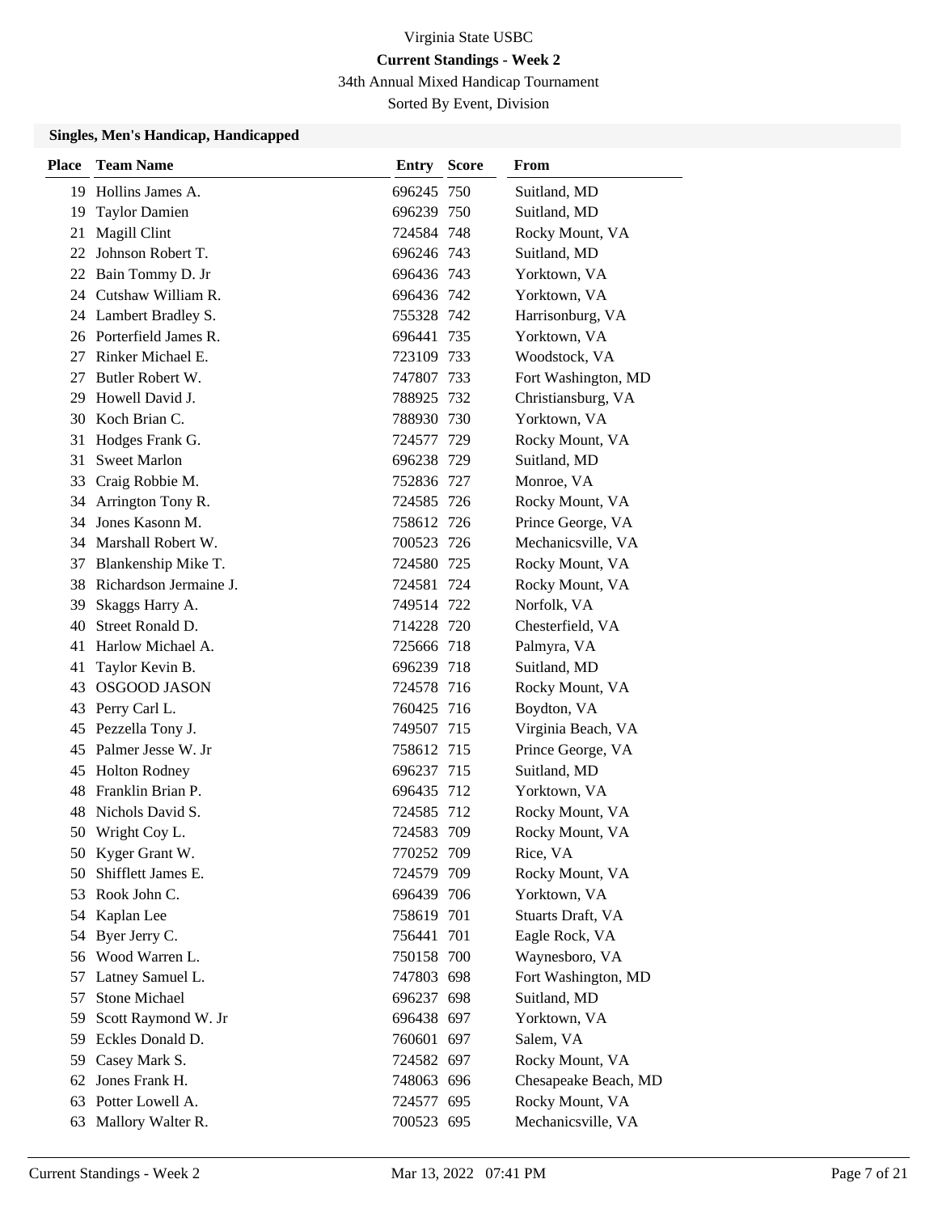Virginia State USBC

**Current Standings - Week 2**

34th Annual Mixed Handicap Tournament

Sorted By Event, Division

### Singles, Men's Handicap, Handicapped

| Place | Team Name | Entry | Score | From |
|---|---|---|---|---|
| 19 | Hollins James A. | 696245 | 750 | Suitland, MD |
| 19 | Taylor Damien | 696239 | 750 | Suitland, MD |
| 21 | Magill Clint | 724584 | 748 | Rocky Mount, VA |
| 22 | Johnson Robert T. | 696246 | 743 | Suitland, MD |
| 22 | Bain Tommy D. Jr | 696436 | 743 | Yorktown, VA |
| 24 | Cutshaw William R. | 696436 | 742 | Yorktown, VA |
| 24 | Lambert Bradley S. | 755328 | 742 | Harrisonburg, VA |
| 26 | Porterfield James R. | 696441 | 735 | Yorktown, VA |
| 27 | Rinker Michael E. | 723109 | 733 | Woodstock, VA |
| 27 | Butler Robert W. | 747807 | 733 | Fort Washington, MD |
| 29 | Howell David J. | 788925 | 732 | Christiansburg, VA |
| 30 | Koch Brian C. | 788930 | 730 | Yorktown, VA |
| 31 | Hodges Frank G. | 724577 | 729 | Rocky Mount, VA |
| 31 | Sweet Marlon | 696238 | 729 | Suitland, MD |
| 33 | Craig Robbie M. | 752836 | 727 | Monroe, VA |
| 34 | Arrington Tony R. | 724585 | 726 | Rocky Mount, VA |
| 34 | Jones Kasonn M. | 758612 | 726 | Prince George, VA |
| 34 | Marshall Robert W. | 700523 | 726 | Mechanicsville, VA |
| 37 | Blankenship Mike T. | 724580 | 725 | Rocky Mount, VA |
| 38 | Richardson Jermaine J. | 724581 | 724 | Rocky Mount, VA |
| 39 | Skaggs Harry A. | 749514 | 722 | Norfolk, VA |
| 40 | Street Ronald D. | 714228 | 720 | Chesterfield, VA |
| 41 | Harlow Michael A. | 725666 | 718 | Palmyra, VA |
| 41 | Taylor Kevin B. | 696239 | 718 | Suitland, MD |
| 43 | OSGOOD JASON | 724578 | 716 | Rocky Mount, VA |
| 43 | Perry Carl L. | 760425 | 716 | Boydton, VA |
| 45 | Pezzella Tony J. | 749507 | 715 | Virginia Beach, VA |
| 45 | Palmer Jesse W. Jr | 758612 | 715 | Prince George, VA |
| 45 | Holton Rodney | 696237 | 715 | Suitland, MD |
| 48 | Franklin Brian P. | 696435 | 712 | Yorktown, VA |
| 48 | Nichols David S. | 724585 | 712 | Rocky Mount, VA |
| 50 | Wright Coy L. | 724583 | 709 | Rocky Mount, VA |
| 50 | Kyger Grant W. | 770252 | 709 | Rice, VA |
| 50 | Shifflett James E. | 724579 | 709 | Rocky Mount, VA |
| 53 | Rook John C. | 696439 | 706 | Yorktown, VA |
| 54 | Kaplan Lee | 758619 | 701 | Stuarts Draft, VA |
| 54 | Byer Jerry C. | 756441 | 701 | Eagle Rock, VA |
| 56 | Wood Warren L. | 750158 | 700 | Waynesboro, VA |
| 57 | Latney Samuel L. | 747803 | 698 | Fort Washington, MD |
| 57 | Stone Michael | 696237 | 698 | Suitland, MD |
| 59 | Scott Raymond W. Jr | 696438 | 697 | Yorktown, VA |
| 59 | Eckles Donald D. | 760601 | 697 | Salem, VA |
| 59 | Casey Mark S. | 724582 | 697 | Rocky Mount, VA |
| 62 | Jones Frank H. | 748063 | 696 | Chesapeake Beach, MD |
| 63 | Potter Lowell A. | 724577 | 695 | Rocky Mount, VA |
| 63 | Mallory Walter R. | 700523 | 695 | Mechanicsville, VA |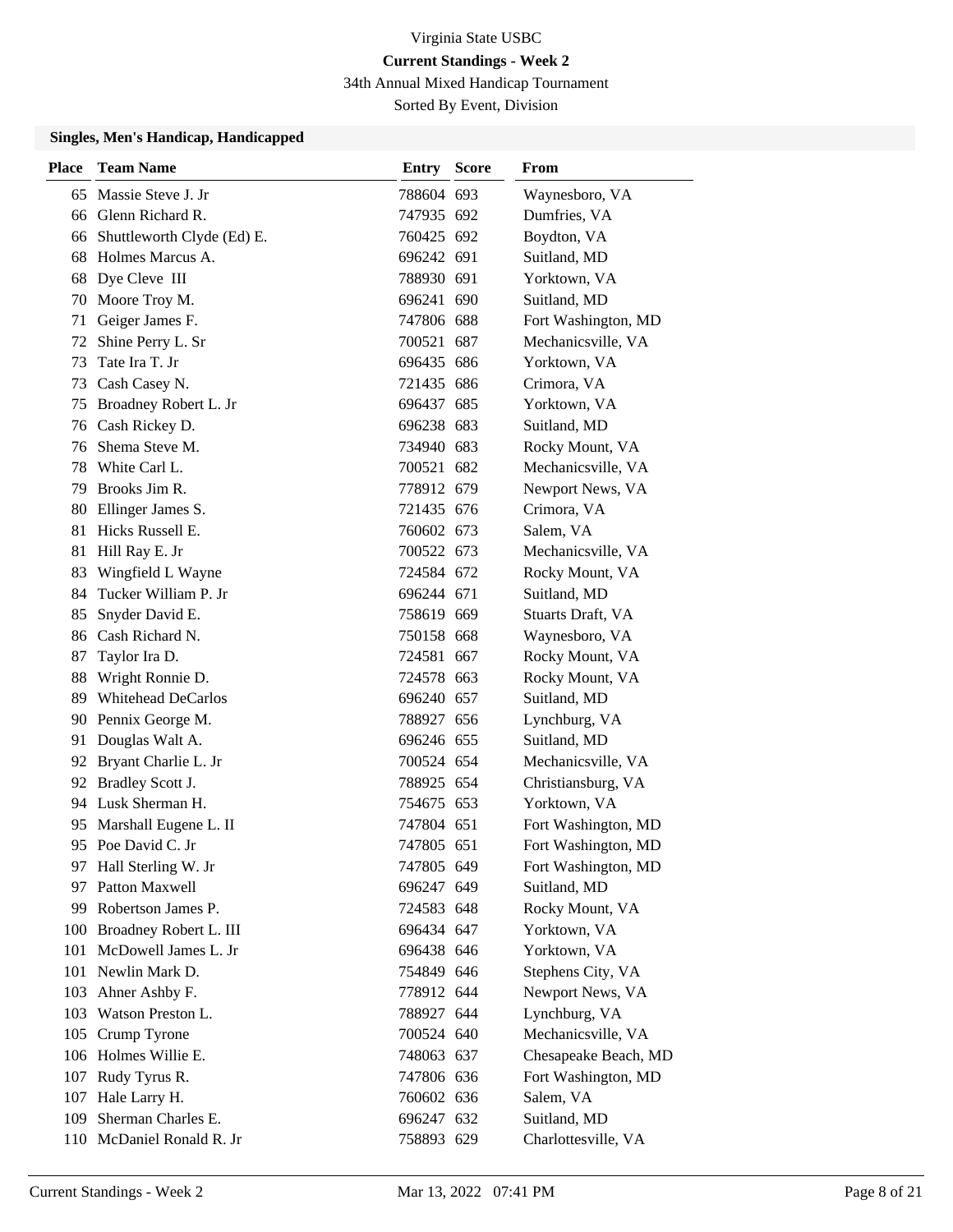# Virginia State USBC

**Current Standings - Week 2**

34th Annual Mixed Handicap Tournament

Sorted By Event, Division

### Singles, Men's Handicap, Handicapped

| Place | Team Name | Entry | Score | From |
|---|---|---|---|---|
| 65 | Massie Steve J. Jr | 788604 | 693 | Waynesboro, VA |
| 66 | Glenn Richard R. | 747935 | 692 | Dumfries, VA |
| 66 | Shuttleworth Clyde (Ed) E. | 760425 | 692 | Boydton, VA |
| 68 | Holmes Marcus A. | 696242 | 691 | Suitland, MD |
| 68 | Dye Cleve III | 788930 | 691 | Yorktown, VA |
| 70 | Moore Troy M. | 696241 | 690 | Suitland, MD |
| 71 | Geiger James F. | 747806 | 688 | Fort Washington, MD |
| 72 | Shine Perry L. Sr | 700521 | 687 | Mechanicsville, VA |
| 73 | Tate Ira T. Jr | 696435 | 686 | Yorktown, VA |
| 73 | Cash Casey N. | 721435 | 686 | Crimora, VA |
| 75 | Broadney Robert L. Jr | 696437 | 685 | Yorktown, VA |
| 76 | Cash Rickey D. | 696238 | 683 | Suitland, MD |
| 76 | Shema Steve M. | 734940 | 683 | Rocky Mount, VA |
| 78 | White Carl L. | 700521 | 682 | Mechanicsville, VA |
| 79 | Brooks Jim R. | 778912 | 679 | Newport News, VA |
| 80 | Ellinger James S. | 721435 | 676 | Crimora, VA |
| 81 | Hicks Russell E. | 760602 | 673 | Salem, VA |
| 81 | Hill Ray E. Jr | 700522 | 673 | Mechanicsville, VA |
| 83 | Wingfield L Wayne | 724584 | 672 | Rocky Mount, VA |
| 84 | Tucker William P. Jr | 696244 | 671 | Suitland, MD |
| 85 | Snyder David E. | 758619 | 669 | Stuarts Draft, VA |
| 86 | Cash Richard N. | 750158 | 668 | Waynesboro, VA |
| 87 | Taylor Ira D. | 724581 | 667 | Rocky Mount, VA |
| 88 | Wright Ronnie D. | 724578 | 663 | Rocky Mount, VA |
| 89 | Whitehead DeCarlos | 696240 | 657 | Suitland, MD |
| 90 | Pennix George M. | 788927 | 656 | Lynchburg, VA |
| 91 | Douglas Walt A. | 696246 | 655 | Suitland, MD |
| 92 | Bryant Charlie L. Jr | 700524 | 654 | Mechanicsville, VA |
| 92 | Bradley Scott J. | 788925 | 654 | Christiansburg, VA |
| 94 | Lusk Sherman H. | 754675 | 653 | Yorktown, VA |
| 95 | Marshall Eugene L. II | 747804 | 651 | Fort Washington, MD |
| 95 | Poe David C. Jr | 747805 | 651 | Fort Washington, MD |
| 97 | Hall Sterling W. Jr | 747805 | 649 | Fort Washington, MD |
| 97 | Patton Maxwell | 696247 | 649 | Suitland, MD |
| 99 | Robertson James P. | 724583 | 648 | Rocky Mount, VA |
| 100 | Broadney Robert L. III | 696434 | 647 | Yorktown, VA |
| 101 | McDowell James L. Jr | 696438 | 646 | Yorktown, VA |
| 101 | Newlin Mark D. | 754849 | 646 | Stephens City, VA |
| 103 | Ahner Ashby F. | 778912 | 644 | Newport News, VA |
| 103 | Watson Preston L. | 788927 | 644 | Lynchburg, VA |
| 105 | Crump Tyrone | 700524 | 640 | Mechanicsville, VA |
| 106 | Holmes Willie E. | 748063 | 637 | Chesapeake Beach, MD |
| 107 | Rudy Tyrus R. | 747806 | 636 | Fort Washington, MD |
| 107 | Hale Larry H. | 760602 | 636 | Salem, VA |
| 109 | Sherman Charles E. | 696247 | 632 | Suitland, MD |
| 110 | McDaniel Ronald R. Jr | 758893 | 629 | Charlottesville, VA |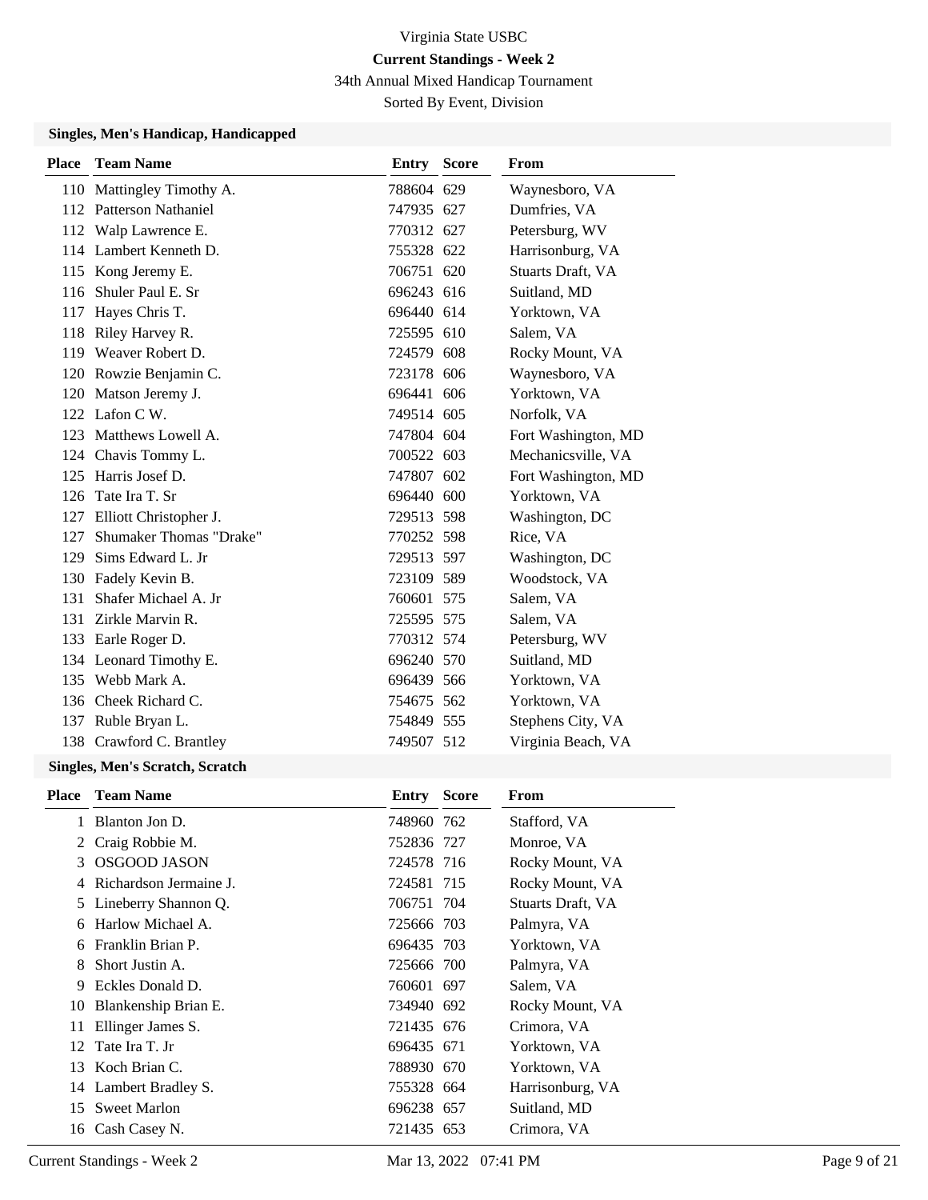Virginia State USBC

**Current Standings - Week 2**

34th Annual Mixed Handicap Tournament

Sorted By Event, Division

### Singles, Men's Handicap, Handicapped

| Place | Team Name | Entry | Score | From |
|---|---|---|---|---|
| 110 | Mattingley Timothy A. | 788604 | 629 | Waynesboro, VA |
| 112 | Patterson Nathaniel | 747935 | 627 | Dumfries, VA |
| 112 | Walp Lawrence E. | 770312 | 627 | Petersburg, WV |
| 114 | Lambert Kenneth D. | 755328 | 622 | Harrisonburg, VA |
| 115 | Kong Jeremy E. | 706751 | 620 | Stuarts Draft, VA |
| 116 | Shuler Paul E. Sr | 696243 | 616 | Suitland, MD |
| 117 | Hayes Chris T. | 696440 | 614 | Yorktown, VA |
| 118 | Riley Harvey R. | 725595 | 610 | Salem, VA |
| 119 | Weaver Robert D. | 724579 | 608 | Rocky Mount, VA |
| 120 | Rowzie Benjamin C. | 723178 | 606 | Waynesboro, VA |
| 120 | Matson Jeremy J. | 696441 | 606 | Yorktown, VA |
| 122 | Lafon C W. | 749514 | 605 | Norfolk, VA |
| 123 | Matthews Lowell A. | 747804 | 604 | Fort Washington, MD |
| 124 | Chavis Tommy L. | 700522 | 603 | Mechanicsville, VA |
| 125 | Harris Josef D. | 747807 | 602 | Fort Washington, MD |
| 126 | Tate Ira T. Sr | 696440 | 600 | Yorktown, VA |
| 127 | Elliott Christopher J. | 729513 | 598 | Washington, DC |
| 127 | Shumaker Thomas "Drake" | 770252 | 598 | Rice, VA |
| 129 | Sims Edward L. Jr | 729513 | 597 | Washington, DC |
| 130 | Fadely Kevin B. | 723109 | 589 | Woodstock, VA |
| 131 | Shafer Michael A. Jr | 760601 | 575 | Salem, VA |
| 131 | Zirkle Marvin R. | 725595 | 575 | Salem, VA |
| 133 | Earle Roger D. | 770312 | 574 | Petersburg, WV |
| 134 | Leonard Timothy E. | 696240 | 570 | Suitland, MD |
| 135 | Webb Mark A. | 696439 | 566 | Yorktown, VA |
| 136 | Cheek Richard C. | 754675 | 562 | Yorktown, VA |
| 137 | Ruble Bryan L. | 754849 | 555 | Stephens City, VA |
| 138 | Crawford C. Brantley | 749507 | 512 | Virginia Beach, VA |

### Singles, Men's Scratch, Scratch

| Place | Team Name | Entry | Score | From |
|---|---|---|---|---|
| 1 | Blanton Jon D. | 748960 | 762 | Stafford, VA |
| 2 | Craig Robbie M. | 752836 | 727 | Monroe, VA |
| 3 | OSGOOD JASON | 724578 | 716 | Rocky Mount, VA |
| 4 | Richardson Jermaine J. | 724581 | 715 | Rocky Mount, VA |
| 5 | Lineberry Shannon Q. | 706751 | 704 | Stuarts Draft, VA |
| 6 | Harlow Michael A. | 725666 | 703 | Palmyra, VA |
| 6 | Franklin Brian P. | 696435 | 703 | Yorktown, VA |
| 8 | Short Justin A. | 725666 | 700 | Palmyra, VA |
| 9 | Eckles Donald D. | 760601 | 697 | Salem, VA |
| 10 | Blankenship Brian E. | 734940 | 692 | Rocky Mount, VA |
| 11 | Ellinger James S. | 721435 | 676 | Crimora, VA |
| 12 | Tate Ira T. Jr | 696435 | 671 | Yorktown, VA |
| 13 | Koch Brian C. | 788930 | 670 | Yorktown, VA |
| 14 | Lambert Bradley S. | 755328 | 664 | Harrisonburg, VA |
| 15 | Sweet Marlon | 696238 | 657 | Suitland, MD |
| 16 | Cash Casey N. | 721435 | 653 | Crimora, VA |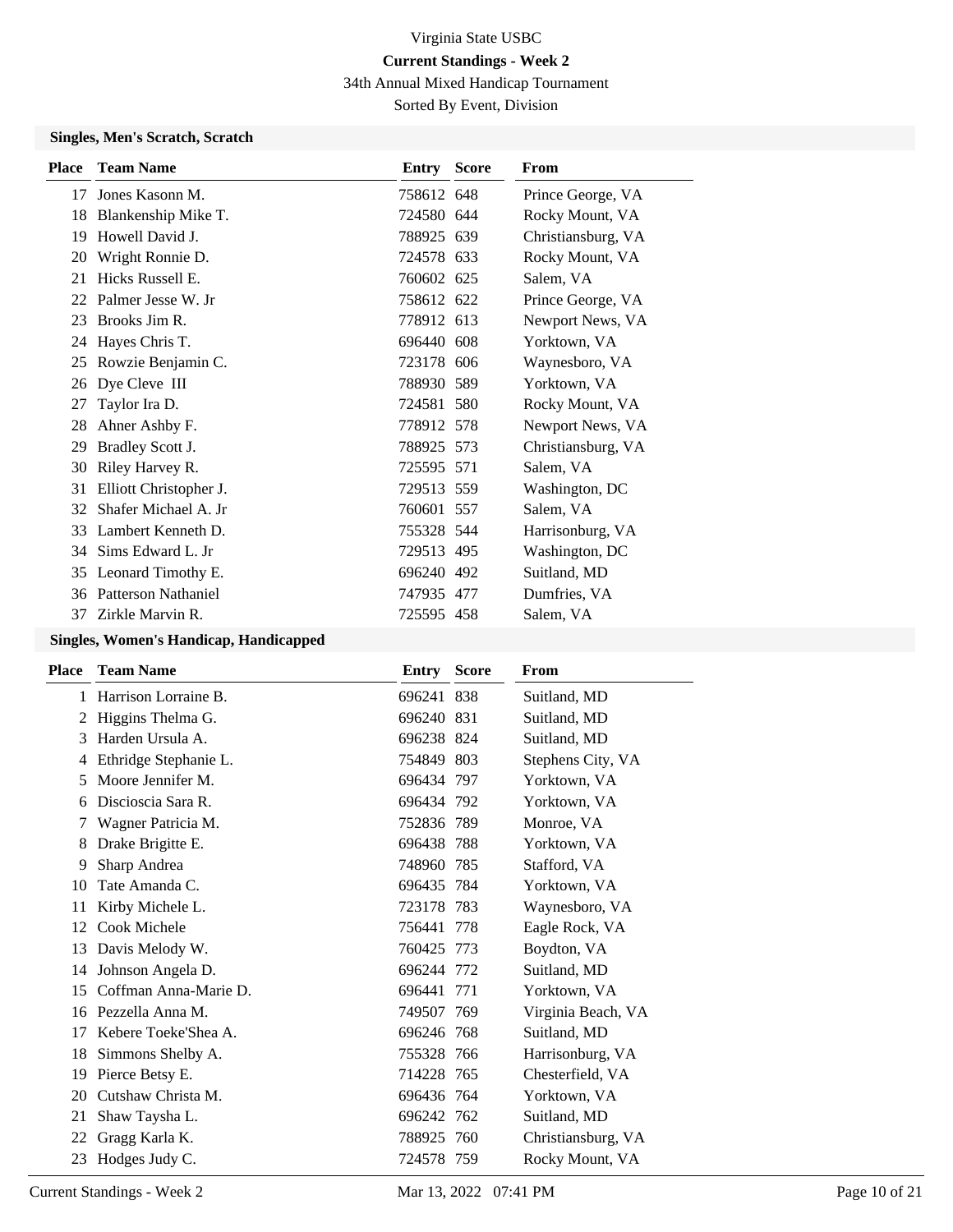# Virginia State USBC

## Current Standings - Week 2

34th Annual Mixed Handicap Tournament

Sorted By Event, Division

### Singles, Men's Scratch, Scratch

| Place | Team Name | Entry | Score | From |
|---|---|---|---|---|
| 17 | Jones Kasonn M. | 758612 | 648 | Prince George, VA |
| 18 | Blankenship Mike T. | 724580 | 644 | Rocky Mount, VA |
| 19 | Howell David J. | 788925 | 639 | Christiansburg, VA |
| 20 | Wright Ronnie D. | 724578 | 633 | Rocky Mount, VA |
| 21 | Hicks Russell E. | 760602 | 625 | Salem, VA |
| 22 | Palmer Jesse W. Jr | 758612 | 622 | Prince George, VA |
| 23 | Brooks Jim R. | 778912 | 613 | Newport News, VA |
| 24 | Hayes Chris T. | 696440 | 608 | Yorktown, VA |
| 25 | Rowzie Benjamin C. | 723178 | 606 | Waynesboro, VA |
| 26 | Dye Cleve III | 788930 | 589 | Yorktown, VA |
| 27 | Taylor Ira D. | 724581 | 580 | Rocky Mount, VA |
| 28 | Ahner Ashby F. | 778912 | 578 | Newport News, VA |
| 29 | Bradley Scott J. | 788925 | 573 | Christiansburg, VA |
| 30 | Riley Harvey R. | 725595 | 571 | Salem, VA |
| 31 | Elliott Christopher J. | 729513 | 559 | Washington, DC |
| 32 | Shafer Michael A. Jr | 760601 | 557 | Salem, VA |
| 33 | Lambert Kenneth D. | 755328 | 544 | Harrisonburg, VA |
| 34 | Sims Edward L. Jr | 729513 | 495 | Washington, DC |
| 35 | Leonard Timothy E. | 696240 | 492 | Suitland, MD |
| 36 | Patterson Nathaniel | 747935 | 477 | Dumfries, VA |
| 37 | Zirkle Marvin R. | 725595 | 458 | Salem, VA |

### Singles, Women's Handicap, Handicapped

| Place | Team Name | Entry | Score | From |
|---|---|---|---|---|
| 1 | Harrison Lorraine B. | 696241 | 838 | Suitland, MD |
| 2 | Higgins Thelma G. | 696240 | 831 | Suitland, MD |
| 3 | Harden Ursula A. | 696238 | 824 | Suitland, MD |
| 4 | Ethridge Stephanie L. | 754849 | 803 | Stephens City, VA |
| 5 | Moore Jennifer M. | 696434 | 797 | Yorktown, VA |
| 6 | Discioscia Sara R. | 696434 | 792 | Yorktown, VA |
| 7 | Wagner Patricia M. | 752836 | 789 | Monroe, VA |
| 8 | Drake Brigitte E. | 696438 | 788 | Yorktown, VA |
| 9 | Sharp Andrea | 748960 | 785 | Stafford, VA |
| 10 | Tate Amanda C. | 696435 | 784 | Yorktown, VA |
| 11 | Kirby Michele L. | 723178 | 783 | Waynesboro, VA |
| 12 | Cook Michele | 756441 | 778 | Eagle Rock, VA |
| 13 | Davis Melody W. | 760425 | 773 | Boydton, VA |
| 14 | Johnson Angela D. | 696244 | 772 | Suitland, MD |
| 15 | Coffman Anna-Marie D. | 696441 | 771 | Yorktown, VA |
| 16 | Pezzella Anna M. | 749507 | 769 | Virginia Beach, VA |
| 17 | Kebere Toeke'Shea A. | 696246 | 768 | Suitland, MD |
| 18 | Simmons Shelby A. | 755328 | 766 | Harrisonburg, VA |
| 19 | Pierce Betsy E. | 714228 | 765 | Chesterfield, VA |
| 20 | Cutshaw Christa M. | 696436 | 764 | Yorktown, VA |
| 21 | Shaw Taysha L. | 696242 | 762 | Suitland, MD |
| 22 | Gragg Karla K. | 788925 | 760 | Christiansburg, VA |
| 23 | Hodges Judy C. | 724578 | 759 | Rocky Mount, VA |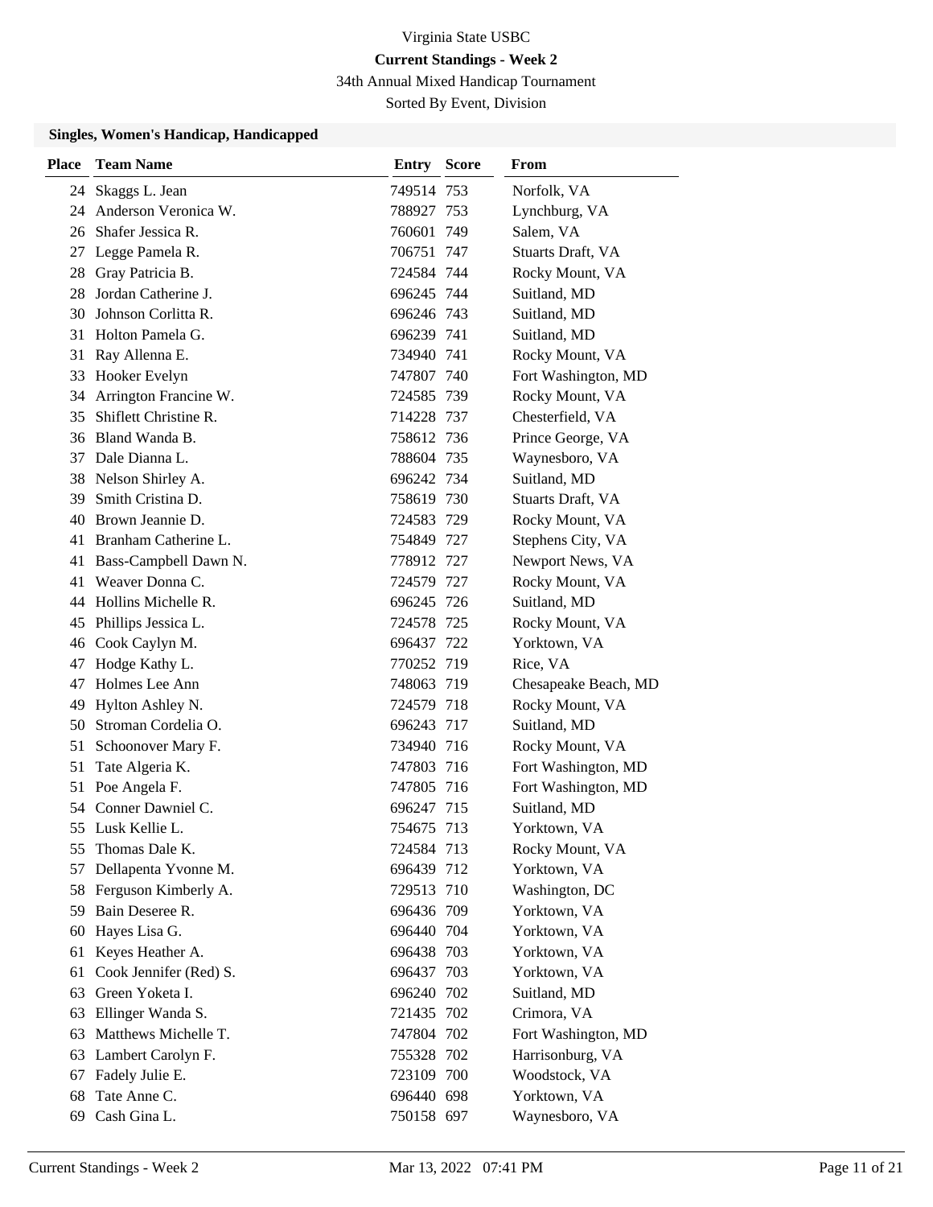# Virginia State USBC

**Current Standings - Week 2**

34th Annual Mixed Handicap Tournament

Sorted By Event, Division

### Singles, Women's Handicap, Handicapped

| Place | Team Name | Entry | Score | From |
|---|---|---|---|---|
| 24 | Skaggs L. Jean | 749514 | 753 | Norfolk, VA |
| 24 | Anderson Veronica W. | 788927 | 753 | Lynchburg, VA |
| 26 | Shafer Jessica R. | 760601 | 749 | Salem, VA |
| 27 | Legge Pamela R. | 706751 | 747 | Stuarts Draft, VA |
| 28 | Gray Patricia B. | 724584 | 744 | Rocky Mount, VA |
| 28 | Jordan Catherine J. | 696245 | 744 | Suitland, MD |
| 30 | Johnson Corlitta R. | 696246 | 743 | Suitland, MD |
| 31 | Holton Pamela G. | 696239 | 741 | Suitland, MD |
| 31 | Ray Allenna E. | 734940 | 741 | Rocky Mount, VA |
| 33 | Hooker Evelyn | 747807 | 740 | Fort Washington, MD |
| 34 | Arrington Francine W. | 724585 | 739 | Rocky Mount, VA |
| 35 | Shiflett Christine R. | 714228 | 737 | Chesterfield, VA |
| 36 | Bland Wanda B. | 758612 | 736 | Prince George, VA |
| 37 | Dale Dianna L. | 788604 | 735 | Waynesboro, VA |
| 38 | Nelson Shirley A. | 696242 | 734 | Suitland, MD |
| 39 | Smith Cristina D. | 758619 | 730 | Stuarts Draft, VA |
| 40 | Brown Jeannie D. | 724583 | 729 | Rocky Mount, VA |
| 41 | Branham Catherine L. | 754849 | 727 | Stephens City, VA |
| 41 | Bass-Campbell Dawn N. | 778912 | 727 | Newport News, VA |
| 41 | Weaver Donna C. | 724579 | 727 | Rocky Mount, VA |
| 44 | Hollins Michelle R. | 696245 | 726 | Suitland, MD |
| 45 | Phillips Jessica L. | 724578 | 725 | Rocky Mount, VA |
| 46 | Cook Caylyn M. | 696437 | 722 | Yorktown, VA |
| 47 | Hodge Kathy L. | 770252 | 719 | Rice, VA |
| 47 | Holmes Lee Ann | 748063 | 719 | Chesapeake Beach, MD |
| 49 | Hylton Ashley N. | 724579 | 718 | Rocky Mount, VA |
| 50 | Stroman Cordelia O. | 696243 | 717 | Suitland, MD |
| 51 | Schoonover Mary F. | 734940 | 716 | Rocky Mount, VA |
| 51 | Tate Algeria K. | 747803 | 716 | Fort Washington, MD |
| 51 | Poe Angela F. | 747805 | 716 | Fort Washington, MD |
| 54 | Conner Dawniel C. | 696247 | 715 | Suitland, MD |
| 55 | Lusk Kellie L. | 754675 | 713 | Yorktown, VA |
| 55 | Thomas Dale K. | 724584 | 713 | Rocky Mount, VA |
| 57 | Dellapenta Yvonne M. | 696439 | 712 | Yorktown, VA |
| 58 | Ferguson Kimberly A. | 729513 | 710 | Washington, DC |
| 59 | Bain Deseree R. | 696436 | 709 | Yorktown, VA |
| 60 | Hayes Lisa G. | 696440 | 704 | Yorktown, VA |
| 61 | Keyes Heather A. | 696438 | 703 | Yorktown, VA |
| 61 | Cook Jennifer (Red) S. | 696437 | 703 | Yorktown, VA |
| 63 | Green Yoketa I. | 696240 | 702 | Suitland, MD |
| 63 | Ellinger Wanda S. | 721435 | 702 | Crimora, VA |
| 63 | Matthews Michelle T. | 747804 | 702 | Fort Washington, MD |
| 63 | Lambert Carolyn F. | 755328 | 702 | Harrisonburg, VA |
| 67 | Fadely Julie E. | 723109 | 700 | Woodstock, VA |
| 68 | Tate Anne C. | 696440 | 698 | Yorktown, VA |
| 69 | Cash Gina L. | 750158 | 697 | Waynesboro, VA |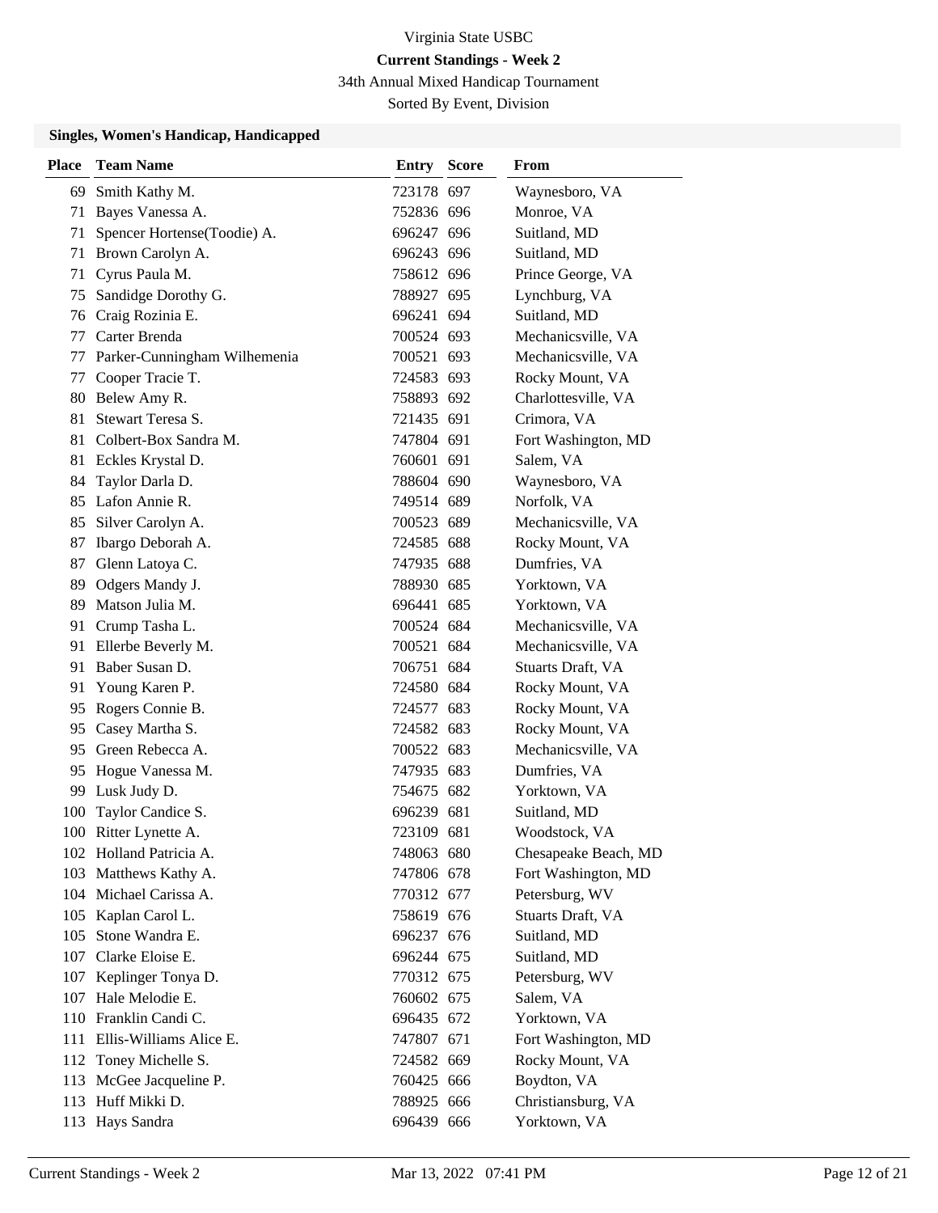Virginia State USBC

**Current Standings - Week 2**

34th Annual Mixed Handicap Tournament

Sorted By Event, Division

### Singles, Women's Handicap, Handicapped

| Place | Team Name | Entry | Score | From |
|---|---|---|---|---|
| 69 | Smith Kathy M. | 723178 | 697 | Waynesboro, VA |
| 71 | Bayes Vanessa A. | 752836 | 696 | Monroe, VA |
| 71 | Spencer Hortense(Toodie) A. | 696247 | 696 | Suitland, MD |
| 71 | Brown Carolyn A. | 696243 | 696 | Suitland, MD |
| 71 | Cyrus Paula M. | 758612 | 696 | Prince George, VA |
| 75 | Sandidge Dorothy G. | 788927 | 695 | Lynchburg, VA |
| 76 | Craig Rozinia E. | 696241 | 694 | Suitland, MD |
| 77 | Carter Brenda | 700524 | 693 | Mechanicsville, VA |
| 77 | Parker-Cunningham Wilhemenia | 700521 | 693 | Mechanicsville, VA |
| 77 | Cooper Tracie T. | 724583 | 693 | Rocky Mount, VA |
| 80 | Belew Amy R. | 758893 | 692 | Charlottesville, VA |
| 81 | Stewart Teresa S. | 721435 | 691 | Crimora, VA |
| 81 | Colbert-Box Sandra M. | 747804 | 691 | Fort Washington, MD |
| 81 | Eckles Krystal D. | 760601 | 691 | Salem, VA |
| 84 | Taylor Darla D. | 788604 | 690 | Waynesboro, VA |
| 85 | Lafon Annie R. | 749514 | 689 | Norfolk, VA |
| 85 | Silver Carolyn A. | 700523 | 689 | Mechanicsville, VA |
| 87 | Ibargo Deborah A. | 724585 | 688 | Rocky Mount, VA |
| 87 | Glenn Latoya C. | 747935 | 688 | Dumfries, VA |
| 89 | Odgers Mandy J. | 788930 | 685 | Yorktown, VA |
| 89 | Matson Julia M. | 696441 | 685 | Yorktown, VA |
| 91 | Crump Tasha L. | 700524 | 684 | Mechanicsville, VA |
| 91 | Ellerbe Beverly M. | 700521 | 684 | Mechanicsville, VA |
| 91 | Baber Susan D. | 706751 | 684 | Stuarts Draft, VA |
| 91 | Young Karen P. | 724580 | 684 | Rocky Mount, VA |
| 95 | Rogers Connie B. | 724577 | 683 | Rocky Mount, VA |
| 95 | Casey Martha S. | 724582 | 683 | Rocky Mount, VA |
| 95 | Green Rebecca A. | 700522 | 683 | Mechanicsville, VA |
| 95 | Hogue Vanessa M. | 747935 | 683 | Dumfries, VA |
| 99 | Lusk Judy D. | 754675 | 682 | Yorktown, VA |
| 100 | Taylor Candice S. | 696239 | 681 | Suitland, MD |
| 100 | Ritter Lynette A. | 723109 | 681 | Woodstock, VA |
| 102 | Holland Patricia A. | 748063 | 680 | Chesapeake Beach, MD |
| 103 | Matthews Kathy A. | 747806 | 678 | Fort Washington, MD |
| 104 | Michael Carissa A. | 770312 | 677 | Petersburg, WV |
| 105 | Kaplan Carol L. | 758619 | 676 | Stuarts Draft, VA |
| 105 | Stone Wandra E. | 696237 | 676 | Suitland, MD |
| 107 | Clarke Eloise E. | 696244 | 675 | Suitland, MD |
| 107 | Keplinger Tonya D. | 770312 | 675 | Petersburg, WV |
| 107 | Hale Melodie E. | 760602 | 675 | Salem, VA |
| 110 | Franklin Candi C. | 696435 | 672 | Yorktown, VA |
| 111 | Ellis-Williams Alice E. | 747807 | 671 | Fort Washington, MD |
| 112 | Toney Michelle S. | 724582 | 669 | Rocky Mount, VA |
| 113 | McGee Jacqueline P. | 760425 | 666 | Boydton, VA |
| 113 | Huff Mikki D. | 788925 | 666 | Christiansburg, VA |
| 113 | Hays Sandra | 696439 | 666 | Yorktown, VA |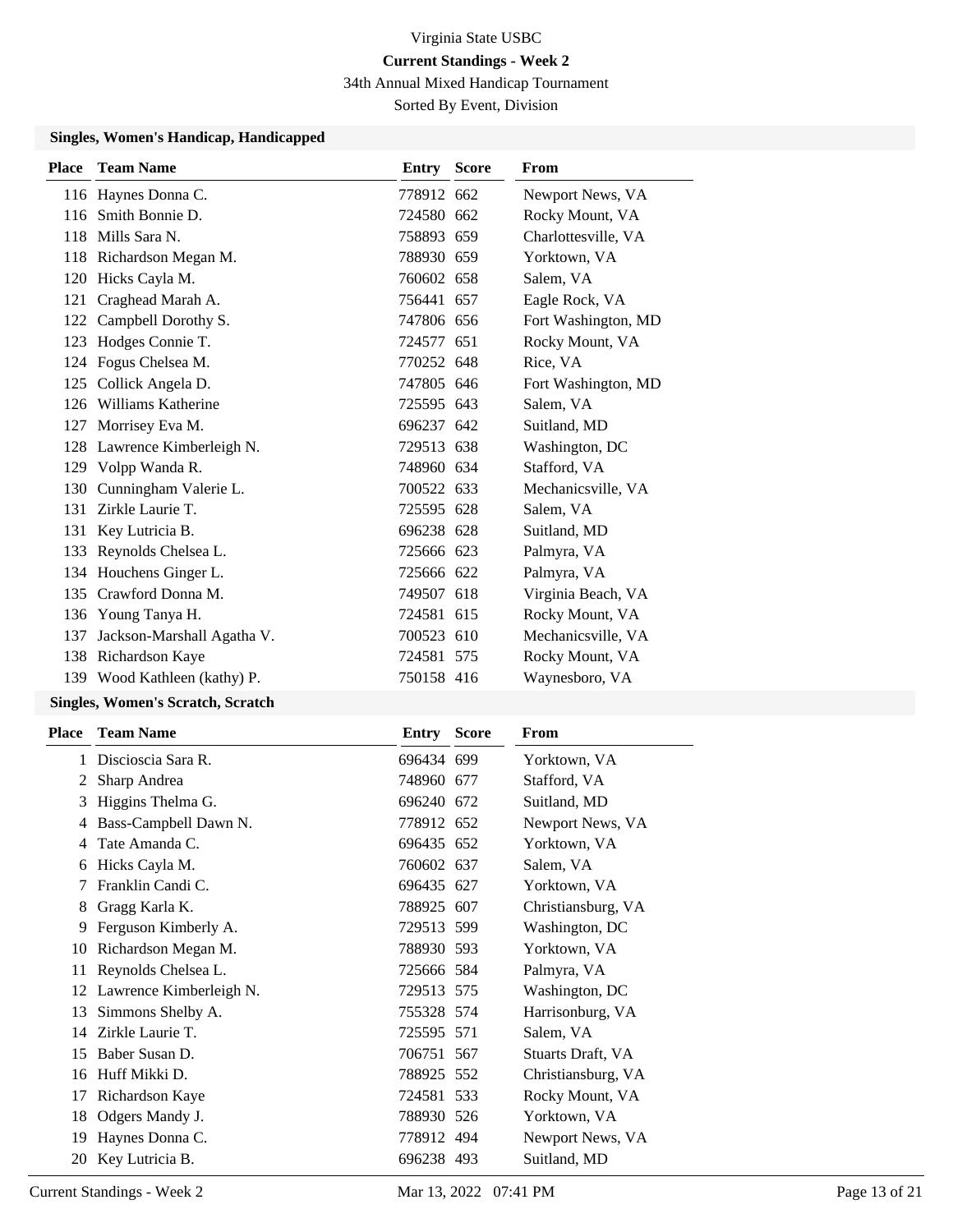Virginia State USBC

**Current Standings - Week 2**

34th Annual Mixed Handicap Tournament

Sorted By Event, Division

### Singles, Women's Handicap, Handicapped

| Place | Team Name | Entry | Score | From |
|---|---|---|---|---|
| 116 | Haynes Donna C. | 778912 | 662 | Newport News, VA |
| 116 | Smith Bonnie D. | 724580 | 662 | Rocky Mount, VA |
| 118 | Mills Sara N. | 758893 | 659 | Charlottesville, VA |
| 118 | Richardson Megan M. | 788930 | 659 | Yorktown, VA |
| 120 | Hicks Cayla M. | 760602 | 658 | Salem, VA |
| 121 | Craghead Marah A. | 756441 | 657 | Eagle Rock, VA |
| 122 | Campbell Dorothy S. | 747806 | 656 | Fort Washington, MD |
| 123 | Hodges Connie T. | 724577 | 651 | Rocky Mount, VA |
| 124 | Fogus Chelsea M. | 770252 | 648 | Rice, VA |
| 125 | Collick Angela D. | 747805 | 646 | Fort Washington, MD |
| 126 | Williams Katherine | 725595 | 643 | Salem, VA |
| 127 | Morrisey Eva M. | 696237 | 642 | Suitland, MD |
| 128 | Lawrence Kimberleigh N. | 729513 | 638 | Washington, DC |
| 129 | Volpp Wanda R. | 748960 | 634 | Stafford, VA |
| 130 | Cunningham Valerie L. | 700522 | 633 | Mechanicsville, VA |
| 131 | Zirkle Laurie T. | 725595 | 628 | Salem, VA |
| 131 | Key Lutricia B. | 696238 | 628 | Suitland, MD |
| 133 | Reynolds Chelsea L. | 725666 | 623 | Palmyra, VA |
| 134 | Houchens Ginger L. | 725666 | 622 | Palmyra, VA |
| 135 | Crawford Donna M. | 749507 | 618 | Virginia Beach, VA |
| 136 | Young Tanya H. | 724581 | 615 | Rocky Mount, VA |
| 137 | Jackson-Marshall Agatha V. | 700523 | 610 | Mechanicsville, VA |
| 138 | Richardson Kaye | 724581 | 575 | Rocky Mount, VA |
| 139 | Wood Kathleen (kathy) P. | 750158 | 416 | Waynesboro, VA |

### Singles, Women's Scratch, Scratch

| Place | Team Name | Entry | Score | From |
|---|---|---|---|---|
| 1 | Discioscia Sara R. | 696434 | 699 | Yorktown, VA |
| 2 | Sharp Andrea | 748960 | 677 | Stafford, VA |
| 3 | Higgins Thelma G. | 696240 | 672 | Suitland, MD |
| 4 | Bass-Campbell Dawn N. | 778912 | 652 | Newport News, VA |
| 4 | Tate Amanda C. | 696435 | 652 | Yorktown, VA |
| 6 | Hicks Cayla M. | 760602 | 637 | Salem, VA |
| 7 | Franklin Candi C. | 696435 | 627 | Yorktown, VA |
| 8 | Gragg Karla K. | 788925 | 607 | Christiansburg, VA |
| 9 | Ferguson Kimberly A. | 729513 | 599 | Washington, DC |
| 10 | Richardson Megan M. | 788930 | 593 | Yorktown, VA |
| 11 | Reynolds Chelsea L. | 725666 | 584 | Palmyra, VA |
| 12 | Lawrence Kimberleigh N. | 729513 | 575 | Washington, DC |
| 13 | Simmons Shelby A. | 755328 | 574 | Harrisonburg, VA |
| 14 | Zirkle Laurie T. | 725595 | 571 | Salem, VA |
| 15 | Baber Susan D. | 706751 | 567 | Stuarts Draft, VA |
| 16 | Huff Mikki D. | 788925 | 552 | Christiansburg, VA |
| 17 | Richardson Kaye | 724581 | 533 | Rocky Mount, VA |
| 18 | Odgers Mandy J. | 788930 | 526 | Yorktown, VA |
| 19 | Haynes Donna C. | 778912 | 494 | Newport News, VA |
| 20 | Key Lutricia B. | 696238 | 493 | Suitland, MD |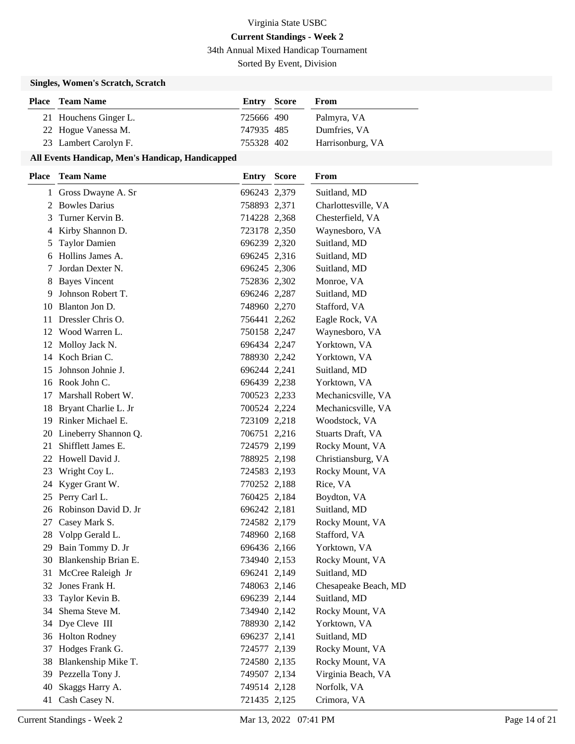# Virginia State USBC

**Current Standings - Week 2**

34th Annual Mixed Handicap Tournament

Sorted By Event, Division

### Singles, Women's Scratch, Scratch

| Place | Team Name | Entry | Score | From |
|---|---|---|---|---|
| 21 | Houchens Ginger L. | 725666 | 490 | Palmyra, VA |
| 22 | Hogue Vanessa M. | 747935 | 485 | Dumfries, VA |
| 23 | Lambert Carolyn F. | 755328 | 402 | Harrisonburg, VA |

### All Events Handicap, Men's Handicap, Handicapped

| Place | Team Name | Entry | Score | From |
|---|---|---|---|---|
| 1 | Gross Dwayne A. Sr | 696243 | 2,379 | Suitland, MD |
| 2 | Bowles Darius | 758893 | 2,371 | Charlottesville, VA |
| 3 | Turner Kervin B. | 714228 | 2,368 | Chesterfield, VA |
| 4 | Kirby Shannon D. | 723178 | 2,350 | Waynesboro, VA |
| 5 | Taylor Damien | 696239 | 2,320 | Suitland, MD |
| 6 | Hollins James A. | 696245 | 2,316 | Suitland, MD |
| 7 | Jordan Dexter N. | 696245 | 2,306 | Suitland, MD |
| 8 | Bayes Vincent | 752836 | 2,302 | Monroe, VA |
| 9 | Johnson Robert T. | 696246 | 2,287 | Suitland, MD |
| 10 | Blanton Jon D. | 748960 | 2,270 | Stafford, VA |
| 11 | Dressler Chris O. | 756441 | 2,262 | Eagle Rock, VA |
| 12 | Wood Warren L. | 750158 | 2,247 | Waynesboro, VA |
| 12 | Molloy Jack N. | 696434 | 2,247 | Yorktown, VA |
| 14 | Koch Brian C. | 788930 | 2,242 | Yorktown, VA |
| 15 | Johnson Johnie J. | 696244 | 2,241 | Suitland, MD |
| 16 | Rook John C. | 696439 | 2,238 | Yorktown, VA |
| 17 | Marshall Robert W. | 700523 | 2,233 | Mechanicsville, VA |
| 18 | Bryant Charlie L. Jr | 700524 | 2,224 | Mechanicsville, VA |
| 19 | Rinker Michael E. | 723109 | 2,218 | Woodstock, VA |
| 20 | Lineberry Shannon Q. | 706751 | 2,216 | Stuarts Draft, VA |
| 21 | Shifflett James E. | 724579 | 2,199 | Rocky Mount, VA |
| 22 | Howell David J. | 788925 | 2,198 | Christiansburg, VA |
| 23 | Wright Coy L. | 724583 | 2,193 | Rocky Mount, VA |
| 24 | Kyger Grant W. | 770252 | 2,188 | Rice, VA |
| 25 | Perry Carl L. | 760425 | 2,184 | Boydton, VA |
| 26 | Robinson David D. Jr | 696242 | 2,181 | Suitland, MD |
| 27 | Casey Mark S. | 724582 | 2,179 | Rocky Mount, VA |
| 28 | Volpp Gerald L. | 748960 | 2,168 | Stafford, VA |
| 29 | Bain Tommy D. Jr | 696436 | 2,166 | Yorktown, VA |
| 30 | Blankenship Brian E. | 734940 | 2,153 | Rocky Mount, VA |
| 31 | McCree Raleigh Jr | 696241 | 2,149 | Suitland, MD |
| 32 | Jones Frank H. | 748063 | 2,146 | Chesapeake Beach, MD |
| 33 | Taylor Kevin B. | 696239 | 2,144 | Suitland, MD |
| 34 | Shema Steve M. | 734940 | 2,142 | Rocky Mount, VA |
| 34 | Dye Cleve III | 788930 | 2,142 | Yorktown, VA |
| 36 | Holton Rodney | 696237 | 2,141 | Suitland, MD |
| 37 | Hodges Frank G. | 724577 | 2,139 | Rocky Mount, VA |
| 38 | Blankenship Mike T. | 724580 | 2,135 | Rocky Mount, VA |
| 39 | Pezzella Tony J. | 749507 | 2,134 | Virginia Beach, VA |
| 40 | Skaggs Harry A. | 749514 | 2,128 | Norfolk, VA |
| 41 | Cash Casey N. | 721435 | 2,125 | Crimora, VA |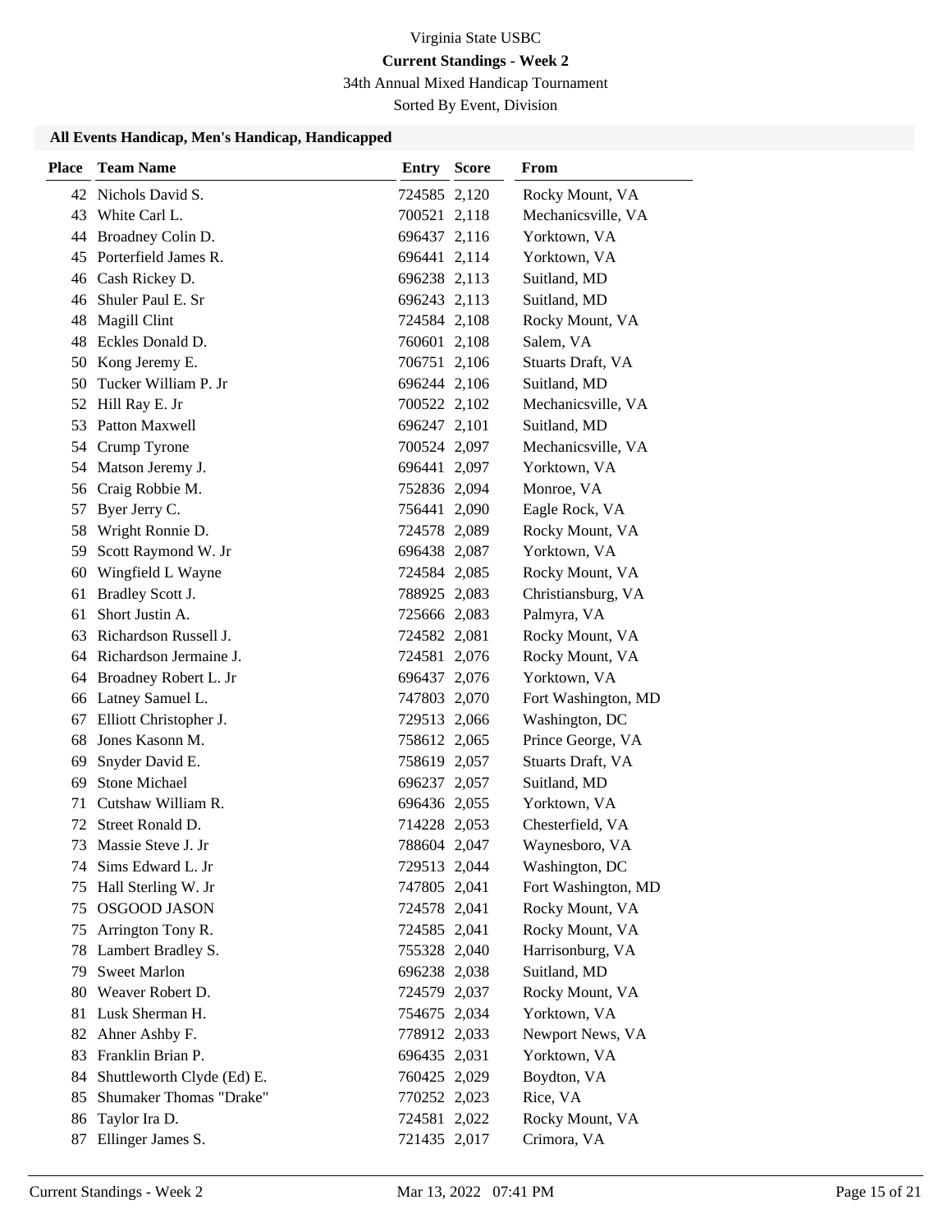# Virginia State USBC

## Current Standings - Week 2

34th Annual Mixed Handicap Tournament

Sorted By Event, Division

### All Events Handicap, Men's Handicap, Handicapped

| Place | Team Name | Entry | Score | From |
|---|---|---|---|---|
| 42 | Nichols David S. | 724585 | 2,120 | Rocky Mount, VA |
| 43 | White Carl L. | 700521 | 2,118 | Mechanicsville, VA |
| 44 | Broadney Colin D. | 696437 | 2,116 | Yorktown, VA |
| 45 | Porterfield James R. | 696441 | 2,114 | Yorktown, VA |
| 46 | Cash Rickey D. | 696238 | 2,113 | Suitland, MD |
| 46 | Shuler Paul E. Sr | 696243 | 2,113 | Suitland, MD |
| 48 | Magill Clint | 724584 | 2,108 | Rocky Mount, VA |
| 48 | Eckles Donald D. | 760601 | 2,108 | Salem, VA |
| 50 | Kong Jeremy E. | 706751 | 2,106 | Stuarts Draft, VA |
| 50 | Tucker William P. Jr | 696244 | 2,106 | Suitland, MD |
| 52 | Hill Ray E. Jr | 700522 | 2,102 | Mechanicsville, VA |
| 53 | Patton Maxwell | 696247 | 2,101 | Suitland, MD |
| 54 | Crump Tyrone | 700524 | 2,097 | Mechanicsville, VA |
| 54 | Matson Jeremy J. | 696441 | 2,097 | Yorktown, VA |
| 56 | Craig Robbie M. | 752836 | 2,094 | Monroe, VA |
| 57 | Byer Jerry C. | 756441 | 2,090 | Eagle Rock, VA |
| 58 | Wright Ronnie D. | 724578 | 2,089 | Rocky Mount, VA |
| 59 | Scott Raymond W. Jr | 696438 | 2,087 | Yorktown, VA |
| 60 | Wingfield L Wayne | 724584 | 2,085 | Rocky Mount, VA |
| 61 | Bradley Scott J. | 788925 | 2,083 | Christiansburg, VA |
| 61 | Short Justin A. | 725666 | 2,083 | Palmyra, VA |
| 63 | Richardson Russell J. | 724582 | 2,081 | Rocky Mount, VA |
| 64 | Richardson Jermaine J. | 724581 | 2,076 | Rocky Mount, VA |
| 64 | Broadney Robert L. Jr | 696437 | 2,076 | Yorktown, VA |
| 66 | Latney Samuel L. | 747803 | 2,070 | Fort Washington, MD |
| 67 | Elliott Christopher J. | 729513 | 2,066 | Washington, DC |
| 68 | Jones Kasonn M. | 758612 | 2,065 | Prince George, VA |
| 69 | Snyder David E. | 758619 | 2,057 | Stuarts Draft, VA |
| 69 | Stone Michael | 696237 | 2,057 | Suitland, MD |
| 71 | Cutshaw William R. | 696436 | 2,055 | Yorktown, VA |
| 72 | Street Ronald D. | 714228 | 2,053 | Chesterfield, VA |
| 73 | Massie Steve J. Jr | 788604 | 2,047 | Waynesboro, VA |
| 74 | Sims Edward L. Jr | 729513 | 2,044 | Washington, DC |
| 75 | Hall Sterling W. Jr | 747805 | 2,041 | Fort Washington, MD |
| 75 | OSGOOD JASON | 724578 | 2,041 | Rocky Mount, VA |
| 75 | Arrington Tony R. | 724585 | 2,041 | Rocky Mount, VA |
| 78 | Lambert Bradley S. | 755328 | 2,040 | Harrisonburg, VA |
| 79 | Sweet Marlon | 696238 | 2,038 | Suitland, MD |
| 80 | Weaver Robert D. | 724579 | 2,037 | Rocky Mount, VA |
| 81 | Lusk Sherman H. | 754675 | 2,034 | Yorktown, VA |
| 82 | Ahner Ashby F. | 778912 | 2,033 | Newport News, VA |
| 83 | Franklin Brian P. | 696435 | 2,031 | Yorktown, VA |
| 84 | Shuttleworth Clyde (Ed) E. | 760425 | 2,029 | Boydton, VA |
| 85 | Shumaker Thomas "Drake" | 770252 | 2,023 | Rice, VA |
| 86 | Taylor Ira D. | 724581 | 2,022 | Rocky Mount, VA |
| 87 | Ellinger James S. | 721435 | 2,017 | Crimora, VA |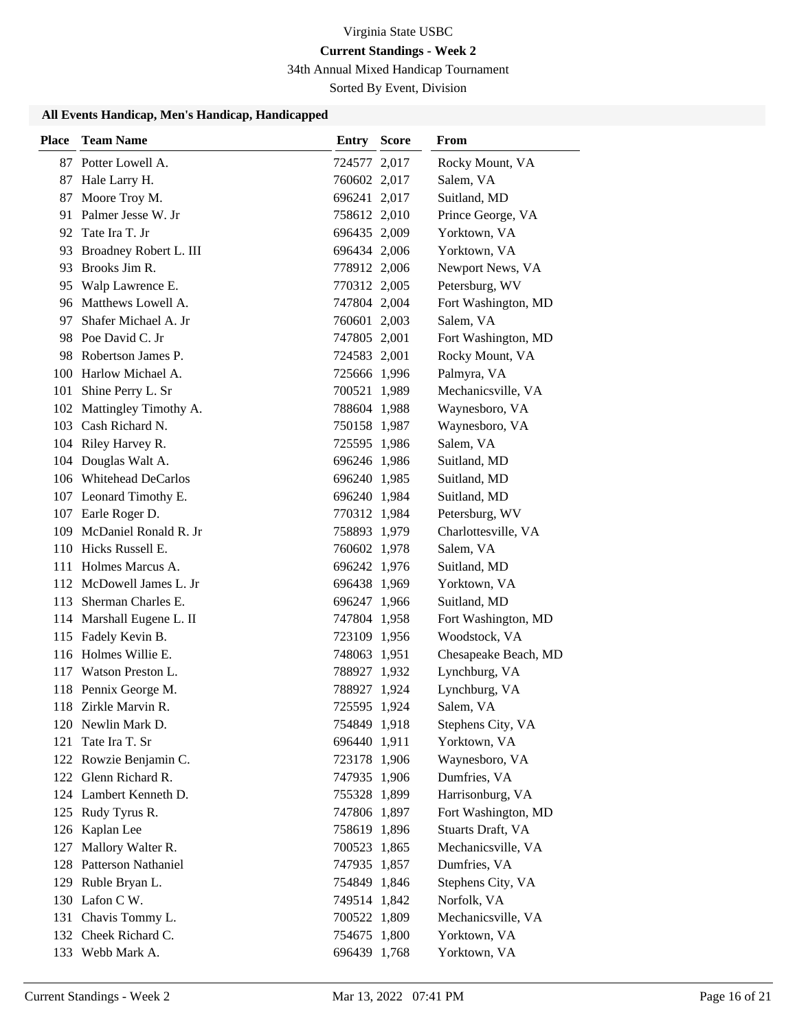Virginia State USBC

**Current Standings - Week 2**

34th Annual Mixed Handicap Tournament

Sorted By Event, Division

### All Events Handicap, Men's Handicap, Handicapped

| Place | Team Name | Entry | Score | From |
|---|---|---|---|---|
| 87 | Potter Lowell A. | 724577 | 2,017 | Rocky Mount, VA |
| 87 | Hale Larry H. | 760602 | 2,017 | Salem, VA |
| 87 | Moore Troy M. | 696241 | 2,017 | Suitland, MD |
| 91 | Palmer Jesse W. Jr | 758612 | 2,010 | Prince George, VA |
| 92 | Tate Ira T. Jr | 696435 | 2,009 | Yorktown, VA |
| 93 | Broadney Robert L. III | 696434 | 2,006 | Yorktown, VA |
| 93 | Brooks Jim R. | 778912 | 2,006 | Newport News, VA |
| 95 | Walp Lawrence E. | 770312 | 2,005 | Petersburg, WV |
| 96 | Matthews Lowell A. | 747804 | 2,004 | Fort Washington, MD |
| 97 | Shafer Michael A. Jr | 760601 | 2,003 | Salem, VA |
| 98 | Poe David C. Jr | 747805 | 2,001 | Fort Washington, MD |
| 98 | Robertson James P. | 724583 | 2,001 | Rocky Mount, VA |
| 100 | Harlow Michael A. | 725666 | 1,996 | Palmyra, VA |
| 101 | Shine Perry L. Sr | 700521 | 1,989 | Mechanicsville, VA |
| 102 | Mattingley Timothy A. | 788604 | 1,988 | Waynesboro, VA |
| 103 | Cash Richard N. | 750158 | 1,987 | Waynesboro, VA |
| 104 | Riley Harvey R. | 725595 | 1,986 | Salem, VA |
| 104 | Douglas Walt A. | 696246 | 1,986 | Suitland, MD |
| 106 | Whitehead DeCarlos | 696240 | 1,985 | Suitland, MD |
| 107 | Leonard Timothy E. | 696240 | 1,984 | Suitland, MD |
| 107 | Earle Roger D. | 770312 | 1,984 | Petersburg, WV |
| 109 | McDaniel Ronald R. Jr | 758893 | 1,979 | Charlottesville, VA |
| 110 | Hicks Russell E. | 760602 | 1,978 | Salem, VA |
| 111 | Holmes Marcus A. | 696242 | 1,976 | Suitland, MD |
| 112 | McDowell James L. Jr | 696438 | 1,969 | Yorktown, VA |
| 113 | Sherman Charles E. | 696247 | 1,966 | Suitland, MD |
| 114 | Marshall Eugene L. II | 747804 | 1,958 | Fort Washington, MD |
| 115 | Fadely Kevin B. | 723109 | 1,956 | Woodstock, VA |
| 116 | Holmes Willie E. | 748063 | 1,951 | Chesapeake Beach, MD |
| 117 | Watson Preston L. | 788927 | 1,932 | Lynchburg, VA |
| 118 | Pennix George M. | 788927 | 1,924 | Lynchburg, VA |
| 118 | Zirkle Marvin R. | 725595 | 1,924 | Salem, VA |
| 120 | Newlin Mark D. | 754849 | 1,918 | Stephens City, VA |
| 121 | Tate Ira T. Sr | 696440 | 1,911 | Yorktown, VA |
| 122 | Rowzie Benjamin C. | 723178 | 1,906 | Waynesboro, VA |
| 122 | Glenn Richard R. | 747935 | 1,906 | Dumfries, VA |
| 124 | Lambert Kenneth D. | 755328 | 1,899 | Harrisonburg, VA |
| 125 | Rudy Tyrus R. | 747806 | 1,897 | Fort Washington, MD |
| 126 | Kaplan Lee | 758619 | 1,896 | Stuarts Draft, VA |
| 127 | Mallory Walter R. | 700523 | 1,865 | Mechanicsville, VA |
| 128 | Patterson Nathaniel | 747935 | 1,857 | Dumfries, VA |
| 129 | Ruble Bryan L. | 754849 | 1,846 | Stephens City, VA |
| 130 | Lafon C W. | 749514 | 1,842 | Norfolk, VA |
| 131 | Chavis Tommy L. | 700522 | 1,809 | Mechanicsville, VA |
| 132 | Cheek Richard C. | 754675 | 1,800 | Yorktown, VA |
| 133 | Webb Mark A. | 696439 | 1,768 | Yorktown, VA |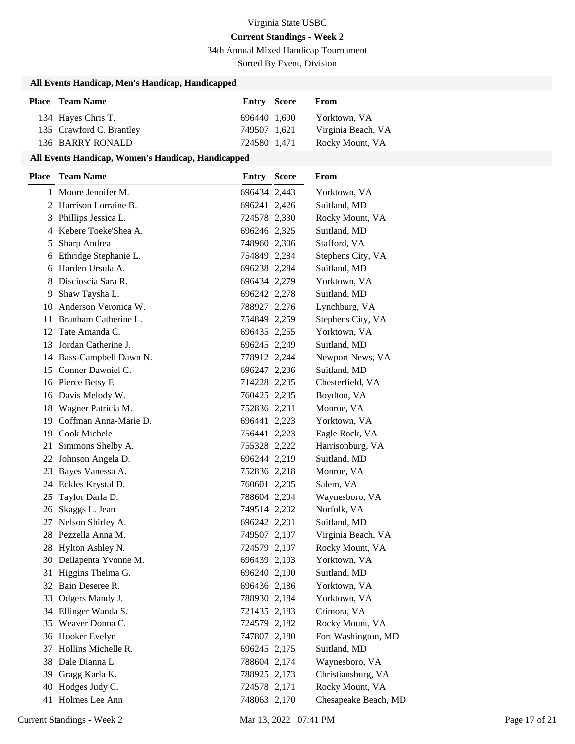Virginia State USBC

**Current Standings - Week 2**

34th Annual Mixed Handicap Tournament

Sorted By Event, Division

### All Events Handicap, Men's Handicap, Handicapped

| Place | Team Name | Entry | Score | From |
|---|---|---|---|---|
| 134 | Hayes Chris T. | 696440 | 1,690 | Yorktown, VA |
| 135 | Crawford C. Brantley | 749507 | 1,621 | Virginia Beach, VA |
| 136 | BARRY RONALD | 724580 | 1,471 | Rocky Mount, VA |

### All Events Handicap, Women's Handicap, Handicapped

| Place | Team Name | Entry | Score | From |
|---|---|---|---|---|
| 1 | Moore Jennifer M. | 696434 | 2,443 | Yorktown, VA |
| 2 | Harrison Lorraine B. | 696241 | 2,426 | Suitland, MD |
| 3 | Phillips Jessica L. | 724578 | 2,330 | Rocky Mount, VA |
| 4 | Kebere Toeke'Shea A. | 696246 | 2,325 | Suitland, MD |
| 5 | Sharp Andrea | 748960 | 2,306 | Stafford, VA |
| 6 | Ethridge Stephanie L. | 754849 | 2,284 | Stephens City, VA |
| 6 | Harden Ursula A. | 696238 | 2,284 | Suitland, MD |
| 8 | Discioscia Sara R. | 696434 | 2,279 | Yorktown, VA |
| 9 | Shaw Taysha L. | 696242 | 2,278 | Suitland, MD |
| 10 | Anderson Veronica W. | 788927 | 2,276 | Lynchburg, VA |
| 11 | Branham Catherine L. | 754849 | 2,259 | Stephens City, VA |
| 12 | Tate Amanda C. | 696435 | 2,255 | Yorktown, VA |
| 13 | Jordan Catherine J. | 696245 | 2,249 | Suitland, MD |
| 14 | Bass-Campbell Dawn N. | 778912 | 2,244 | Newport News, VA |
| 15 | Conner Dawniel C. | 696247 | 2,236 | Suitland, MD |
| 16 | Pierce Betsy E. | 714228 | 2,235 | Chesterfield, VA |
| 16 | Davis Melody W. | 760425 | 2,235 | Boydton, VA |
| 18 | Wagner Patricia M. | 752836 | 2,231 | Monroe, VA |
| 19 | Coffman Anna-Marie D. | 696441 | 2,223 | Yorktown, VA |
| 19 | Cook Michele | 756441 | 2,223 | Eagle Rock, VA |
| 21 | Simmons Shelby A. | 755328 | 2,222 | Harrisonburg, VA |
| 22 | Johnson Angela D. | 696244 | 2,219 | Suitland, MD |
| 23 | Bayes Vanessa A. | 752836 | 2,218 | Monroe, VA |
| 24 | Eckles Krystal D. | 760601 | 2,205 | Salem, VA |
| 25 | Taylor Darla D. | 788604 | 2,204 | Waynesboro, VA |
| 26 | Skaggs L. Jean | 749514 | 2,202 | Norfolk, VA |
| 27 | Nelson Shirley A. | 696242 | 2,201 | Suitland, MD |
| 28 | Pezzella Anna M. | 749507 | 2,197 | Virginia Beach, VA |
| 28 | Hylton Ashley N. | 724579 | 2,197 | Rocky Mount, VA |
| 30 | Dellapenta Yvonne M. | 696439 | 2,193 | Yorktown, VA |
| 31 | Higgins Thelma G. | 696240 | 2,190 | Suitland, MD |
| 32 | Bain Deseree R. | 696436 | 2,186 | Yorktown, VA |
| 33 | Odgers Mandy J. | 788930 | 2,184 | Yorktown, VA |
| 34 | Ellinger Wanda S. | 721435 | 2,183 | Crimora, VA |
| 35 | Weaver Donna C. | 724579 | 2,182 | Rocky Mount, VA |
| 36 | Hooker Evelyn | 747807 | 2,180 | Fort Washington, MD |
| 37 | Hollins Michelle R. | 696245 | 2,175 | Suitland, MD |
| 38 | Dale Dianna L. | 788604 | 2,174 | Waynesboro, VA |
| 39 | Gragg Karla K. | 788925 | 2,173 | Christiansburg, VA |
| 40 | Hodges Judy C. | 724578 | 2,171 | Rocky Mount, VA |
| 41 | Holmes Lee Ann | 748063 | 2,170 | Chesapeake Beach, MD |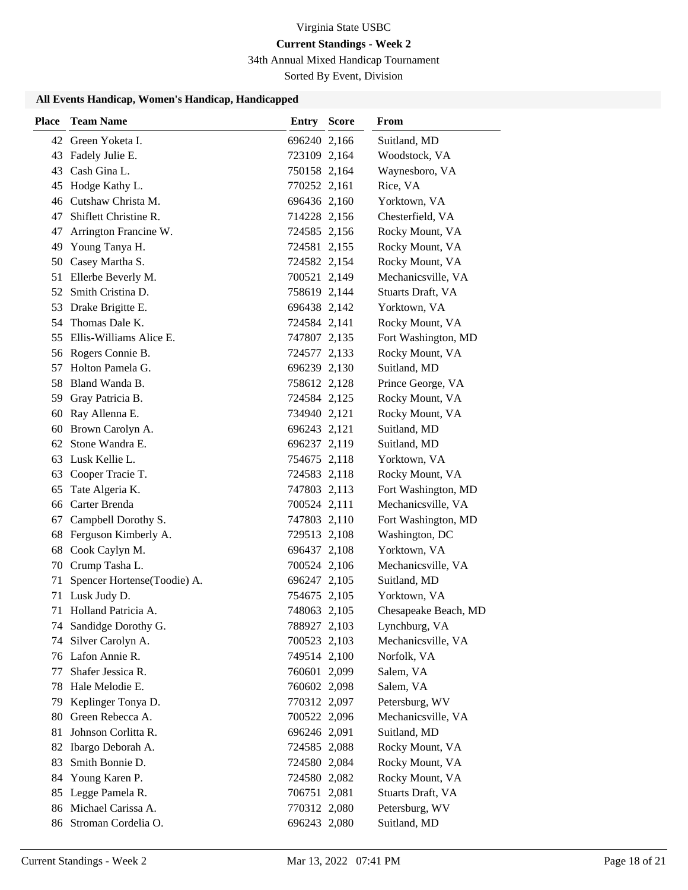# Virginia State USBC

**Current Standings - Week 2**

34th Annual Mixed Handicap Tournament

Sorted By Event, Division

### All Events Handicap, Women's Handicap, Handicapped

| Place | Team Name | Entry | Score | From |
|---|---|---|---|---|
| 42 | Green Yoketa I. | 696240 | 2,166 | Suitland, MD |
| 43 | Fadely Julie E. | 723109 | 2,164 | Woodstock, VA |
| 43 | Cash Gina L. | 750158 | 2,164 | Waynesboro, VA |
| 45 | Hodge Kathy L. | 770252 | 2,161 | Rice, VA |
| 46 | Cutshaw Christa M. | 696436 | 2,160 | Yorktown, VA |
| 47 | Shiflett Christine R. | 714228 | 2,156 | Chesterfield, VA |
| 47 | Arrington Francine W. | 724585 | 2,156 | Rocky Mount, VA |
| 49 | Young Tanya H. | 724581 | 2,155 | Rocky Mount, VA |
| 50 | Casey Martha S. | 724582 | 2,154 | Rocky Mount, VA |
| 51 | Ellerbe Beverly M. | 700521 | 2,149 | Mechanicsville, VA |
| 52 | Smith Cristina D. | 758619 | 2,144 | Stuarts Draft, VA |
| 53 | Drake Brigitte E. | 696438 | 2,142 | Yorktown, VA |
| 54 | Thomas Dale K. | 724584 | 2,141 | Rocky Mount, VA |
| 55 | Ellis-Williams Alice E. | 747807 | 2,135 | Fort Washington, MD |
| 56 | Rogers Connie B. | 724577 | 2,133 | Rocky Mount, VA |
| 57 | Holton Pamela G. | 696239 | 2,130 | Suitland, MD |
| 58 | Bland Wanda B. | 758612 | 2,128 | Prince George, VA |
| 59 | Gray Patricia B. | 724584 | 2,125 | Rocky Mount, VA |
| 60 | Ray Allenna E. | 734940 | 2,121 | Rocky Mount, VA |
| 60 | Brown Carolyn A. | 696243 | 2,121 | Suitland, MD |
| 62 | Stone Wandra E. | 696237 | 2,119 | Suitland, MD |
| 63 | Lusk Kellie L. | 754675 | 2,118 | Yorktown, VA |
| 63 | Cooper Tracie T. | 724583 | 2,118 | Rocky Mount, VA |
| 65 | Tate Algeria K. | 747803 | 2,113 | Fort Washington, MD |
| 66 | Carter Brenda | 700524 | 2,111 | Mechanicsville, VA |
| 67 | Campbell Dorothy S. | 747803 | 2,110 | Fort Washington, MD |
| 68 | Ferguson Kimberly A. | 729513 | 2,108 | Washington, DC |
| 68 | Cook Caylyn M. | 696437 | 2,108 | Yorktown, VA |
| 70 | Crump Tasha L. | 700524 | 2,106 | Mechanicsville, VA |
| 71 | Spencer Hortense(Toodie) A. | 696247 | 2,105 | Suitland, MD |
| 71 | Lusk Judy D. | 754675 | 2,105 | Yorktown, VA |
| 71 | Holland Patricia A. | 748063 | 2,105 | Chesapeake Beach, MD |
| 74 | Sandidge Dorothy G. | 788927 | 2,103 | Lynchburg, VA |
| 74 | Silver Carolyn A. | 700523 | 2,103 | Mechanicsville, VA |
| 76 | Lafon Annie R. | 749514 | 2,100 | Norfolk, VA |
| 77 | Shafer Jessica R. | 760601 | 2,099 | Salem, VA |
| 78 | Hale Melodie E. | 760602 | 2,098 | Salem, VA |
| 79 | Keplinger Tonya D. | 770312 | 2,097 | Petersburg, WV |
| 80 | Green Rebecca A. | 700522 | 2,096 | Mechanicsville, VA |
| 81 | Johnson Corlitta R. | 696246 | 2,091 | Suitland, MD |
| 82 | Ibargo Deborah A. | 724585 | 2,088 | Rocky Mount, VA |
| 83 | Smith Bonnie D. | 724580 | 2,084 | Rocky Mount, VA |
| 84 | Young Karen P. | 724580 | 2,082 | Rocky Mount, VA |
| 85 | Legge Pamela R. | 706751 | 2,081 | Stuarts Draft, VA |
| 86 | Michael Carissa A. | 770312 | 2,080 | Petersburg, WV |
| 86 | Stroman Cordelia O. | 696243 | 2,080 | Suitland, MD |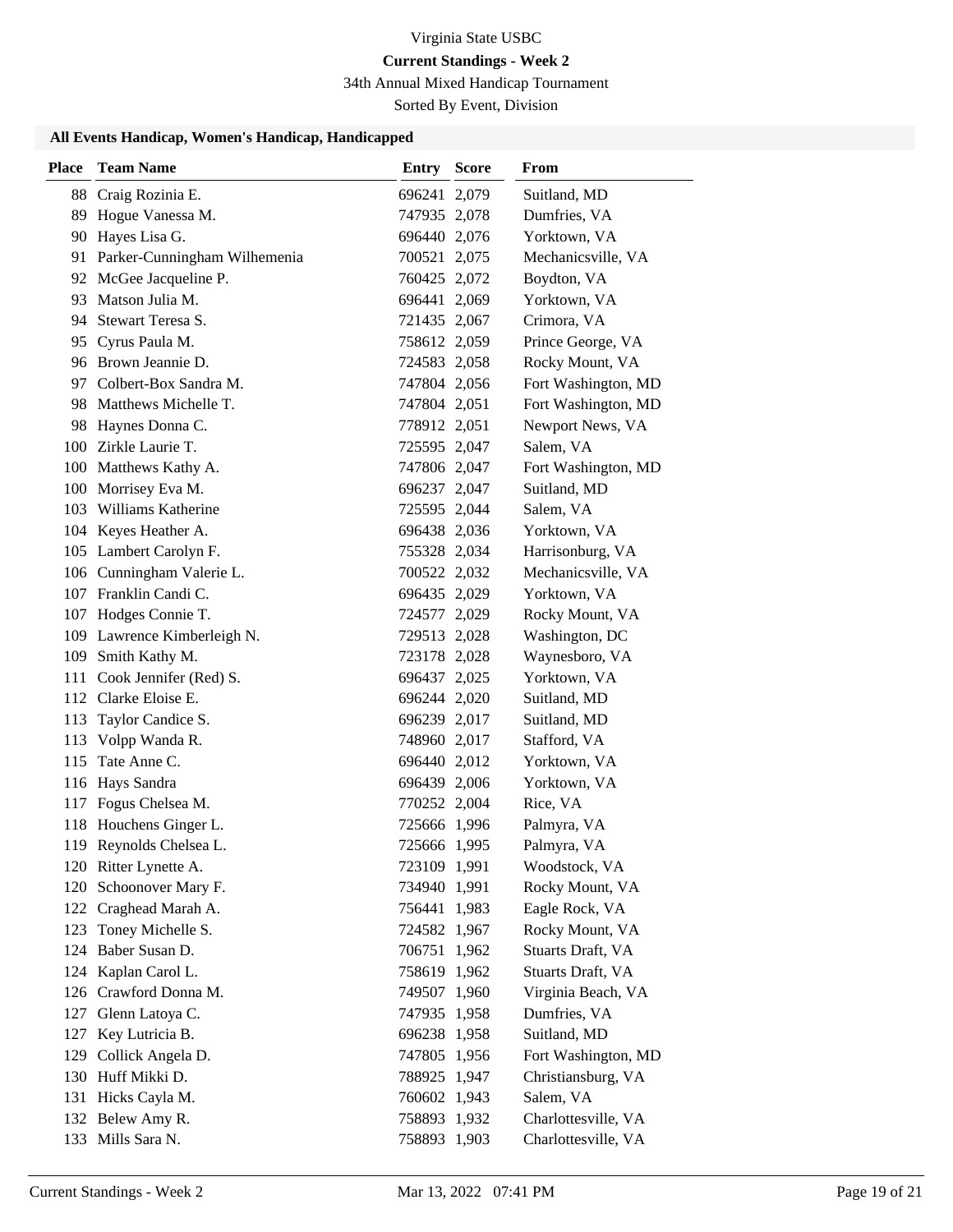Virginia State USBC

**Current Standings - Week 2**

34th Annual Mixed Handicap Tournament

Sorted By Event, Division

### All Events Handicap, Women's Handicap, Handicapped

| Place | Team Name | Entry | Score | From |
|---|---|---|---|---|
| 88 | Craig Rozinia E. | 696241 | 2,079 | Suitland, MD |
| 89 | Hogue Vanessa M. | 747935 | 2,078 | Dumfries, VA |
| 90 | Hayes Lisa G. | 696440 | 2,076 | Yorktown, VA |
| 91 | Parker-Cunningham Wilhemenia | 700521 | 2,075 | Mechanicsville, VA |
| 92 | McGee Jacqueline P. | 760425 | 2,072 | Boydton, VA |
| 93 | Matson Julia M. | 696441 | 2,069 | Yorktown, VA |
| 94 | Stewart Teresa S. | 721435 | 2,067 | Crimora, VA |
| 95 | Cyrus Paula M. | 758612 | 2,059 | Prince George, VA |
| 96 | Brown Jeannie D. | 724583 | 2,058 | Rocky Mount, VA |
| 97 | Colbert-Box Sandra M. | 747804 | 2,056 | Fort Washington, MD |
| 98 | Matthews Michelle T. | 747804 | 2,051 | Fort Washington, MD |
| 98 | Haynes Donna C. | 778912 | 2,051 | Newport News, VA |
| 100 | Zirkle Laurie T. | 725595 | 2,047 | Salem, VA |
| 100 | Matthews Kathy A. | 747806 | 2,047 | Fort Washington, MD |
| 100 | Morrisey Eva M. | 696237 | 2,047 | Suitland, MD |
| 103 | Williams Katherine | 725595 | 2,044 | Salem, VA |
| 104 | Keyes Heather A. | 696438 | 2,036 | Yorktown, VA |
| 105 | Lambert Carolyn F. | 755328 | 2,034 | Harrisonburg, VA |
| 106 | Cunningham Valerie L. | 700522 | 2,032 | Mechanicsville, VA |
| 107 | Franklin Candi C. | 696435 | 2,029 | Yorktown, VA |
| 107 | Hodges Connie T. | 724577 | 2,029 | Rocky Mount, VA |
| 109 | Lawrence Kimberleigh N. | 729513 | 2,028 | Washington, DC |
| 109 | Smith Kathy M. | 723178 | 2,028 | Waynesboro, VA |
| 111 | Cook Jennifer (Red) S. | 696437 | 2,025 | Yorktown, VA |
| 112 | Clarke Eloise E. | 696244 | 2,020 | Suitland, MD |
| 113 | Taylor Candice S. | 696239 | 2,017 | Suitland, MD |
| 113 | Volpp Wanda R. | 748960 | 2,017 | Stafford, VA |
| 115 | Tate Anne C. | 696440 | 2,012 | Yorktown, VA |
| 116 | Hays Sandra | 696439 | 2,006 | Yorktown, VA |
| 117 | Fogus Chelsea M. | 770252 | 2,004 | Rice, VA |
| 118 | Houchens Ginger L. | 725666 | 1,996 | Palmyra, VA |
| 119 | Reynolds Chelsea L. | 725666 | 1,995 | Palmyra, VA |
| 120 | Ritter Lynette A. | 723109 | 1,991 | Woodstock, VA |
| 120 | Schoonover Mary F. | 734940 | 1,991 | Rocky Mount, VA |
| 122 | Craghead Marah A. | 756441 | 1,983 | Eagle Rock, VA |
| 123 | Toney Michelle S. | 724582 | 1,967 | Rocky Mount, VA |
| 124 | Baber Susan D. | 706751 | 1,962 | Stuarts Draft, VA |
| 124 | Kaplan Carol L. | 758619 | 1,962 | Stuarts Draft, VA |
| 126 | Crawford Donna M. | 749507 | 1,960 | Virginia Beach, VA |
| 127 | Glenn Latoya C. | 747935 | 1,958 | Dumfries, VA |
| 127 | Key Lutricia B. | 696238 | 1,958 | Suitland, MD |
| 129 | Collick Angela D. | 747805 | 1,956 | Fort Washington, MD |
| 130 | Huff Mikki D. | 788925 | 1,947 | Christiansburg, VA |
| 131 | Hicks Cayla M. | 760602 | 1,943 | Salem, VA |
| 132 | Belew Amy R. | 758893 | 1,932 | Charlottesville, VA |
| 133 | Mills Sara N. | 758893 | 1,903 | Charlottesville, VA |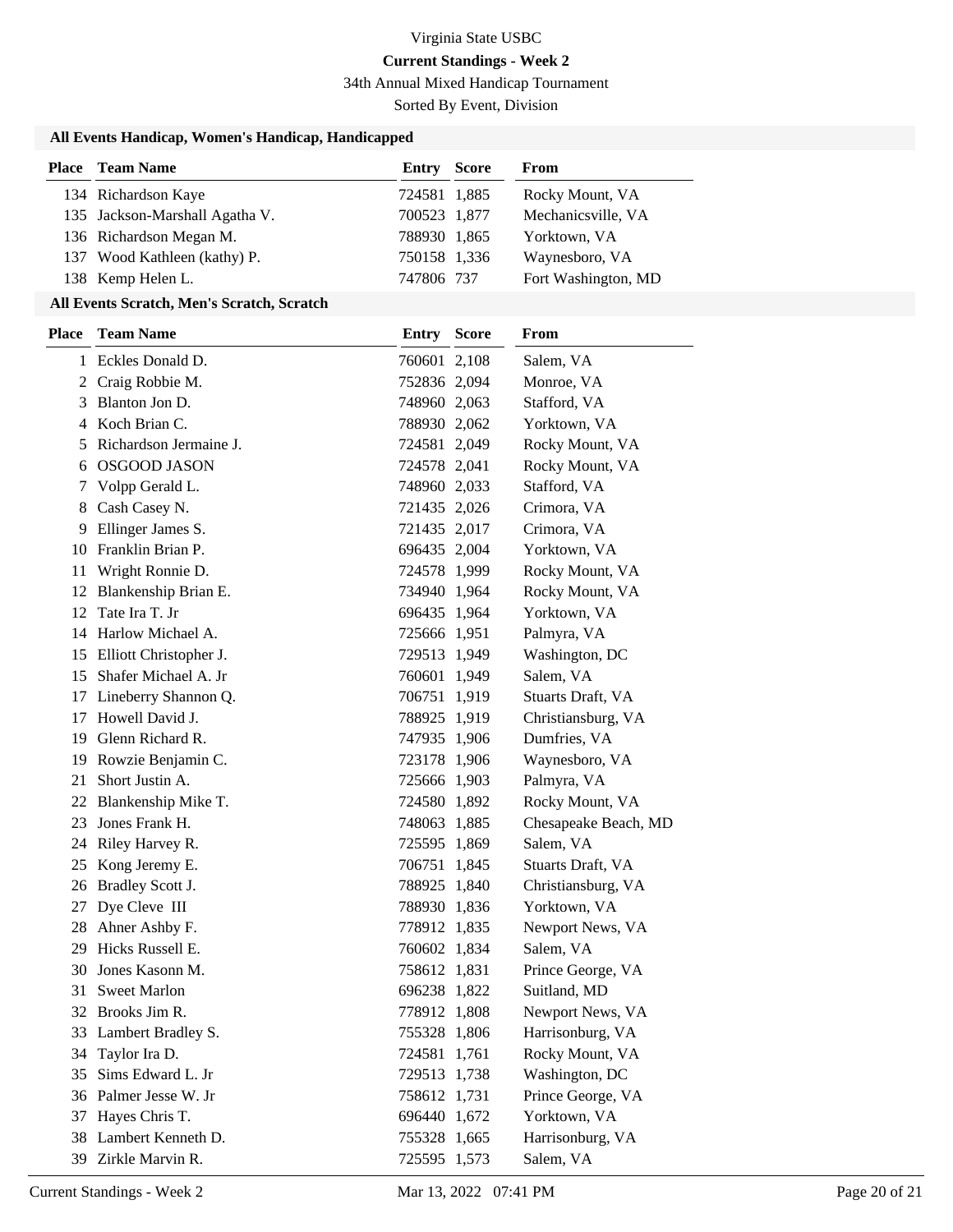Virginia State USBC

**Current Standings - Week 2**

34th Annual Mixed Handicap Tournament

Sorted By Event, Division

### All Events Handicap, Women's Handicap, Handicapped

| Place | Team Name | Entry | Score | From |
|---|---|---|---|---|
| 134 | Richardson Kaye | 724581 | 1,885 | Rocky Mount, VA |
| 135 | Jackson-Marshall Agatha V. | 700523 | 1,877 | Mechanicsville, VA |
| 136 | Richardson Megan M. | 788930 | 1,865 | Yorktown, VA |
| 137 | Wood Kathleen (kathy) P. | 750158 | 1,336 | Waynesboro, VA |
| 138 | Kemp Helen L. | 747806 | 737 | Fort Washington, MD |

### All Events Scratch, Men's Scratch, Scratch

| Place | Team Name | Entry | Score | From |
|---|---|---|---|---|
| 1 | Eckles Donald D. | 760601 | 2,108 | Salem, VA |
| 2 | Craig Robbie M. | 752836 | 2,094 | Monroe, VA |
| 3 | Blanton Jon D. | 748960 | 2,063 | Stafford, VA |
| 4 | Koch Brian C. | 788930 | 2,062 | Yorktown, VA |
| 5 | Richardson Jermaine J. | 724581 | 2,049 | Rocky Mount, VA |
| 6 | OSGOOD JASON | 724578 | 2,041 | Rocky Mount, VA |
| 7 | Volpp Gerald L. | 748960 | 2,033 | Stafford, VA |
| 8 | Cash Casey N. | 721435 | 2,026 | Crimora, VA |
| 9 | Ellinger James S. | 721435 | 2,017 | Crimora, VA |
| 10 | Franklin Brian P. | 696435 | 2,004 | Yorktown, VA |
| 11 | Wright Ronnie D. | 724578 | 1,999 | Rocky Mount, VA |
| 12 | Blankenship Brian E. | 734940 | 1,964 | Rocky Mount, VA |
| 12 | Tate Ira T. Jr | 696435 | 1,964 | Yorktown, VA |
| 14 | Harlow Michael A. | 725666 | 1,951 | Palmyra, VA |
| 15 | Elliott Christopher J. | 729513 | 1,949 | Washington, DC |
| 15 | Shafer Michael A. Jr | 760601 | 1,949 | Salem, VA |
| 17 | Lineberry Shannon Q. | 706751 | 1,919 | Stuarts Draft, VA |
| 17 | Howell David J. | 788925 | 1,919 | Christiansburg, VA |
| 19 | Glenn Richard R. | 747935 | 1,906 | Dumfries, VA |
| 19 | Rowzie Benjamin C. | 723178 | 1,906 | Waynesboro, VA |
| 21 | Short Justin A. | 725666 | 1,903 | Palmyra, VA |
| 22 | Blankenship Mike T. | 724580 | 1,892 | Rocky Mount, VA |
| 23 | Jones Frank H. | 748063 | 1,885 | Chesapeake Beach, MD |
| 24 | Riley Harvey R. | 725595 | 1,869 | Salem, VA |
| 25 | Kong Jeremy E. | 706751 | 1,845 | Stuarts Draft, VA |
| 26 | Bradley Scott J. | 788925 | 1,840 | Christiansburg, VA |
| 27 | Dye Cleve III | 788930 | 1,836 | Yorktown, VA |
| 28 | Ahner Ashby F. | 778912 | 1,835 | Newport News, VA |
| 29 | Hicks Russell E. | 760602 | 1,834 | Salem, VA |
| 30 | Jones Kasonn M. | 758612 | 1,831 | Prince George, VA |
| 31 | Sweet Marlon | 696238 | 1,822 | Suitland, MD |
| 32 | Brooks Jim R. | 778912 | 1,808 | Newport News, VA |
| 33 | Lambert Bradley S. | 755328 | 1,806 | Harrisonburg, VA |
| 34 | Taylor Ira D. | 724581 | 1,761 | Rocky Mount, VA |
| 35 | Sims Edward L. Jr | 729513 | 1,738 | Washington, DC |
| 36 | Palmer Jesse W. Jr | 758612 | 1,731 | Prince George, VA |
| 37 | Hayes Chris T. | 696440 | 1,672 | Yorktown, VA |
| 38 | Lambert Kenneth D. | 755328 | 1,665 | Harrisonburg, VA |
| 39 | Zirkle Marvin R. | 725595 | 1,573 | Salem, VA |

Current Standings - Week 2 Mar 13, 2022 07:41 PM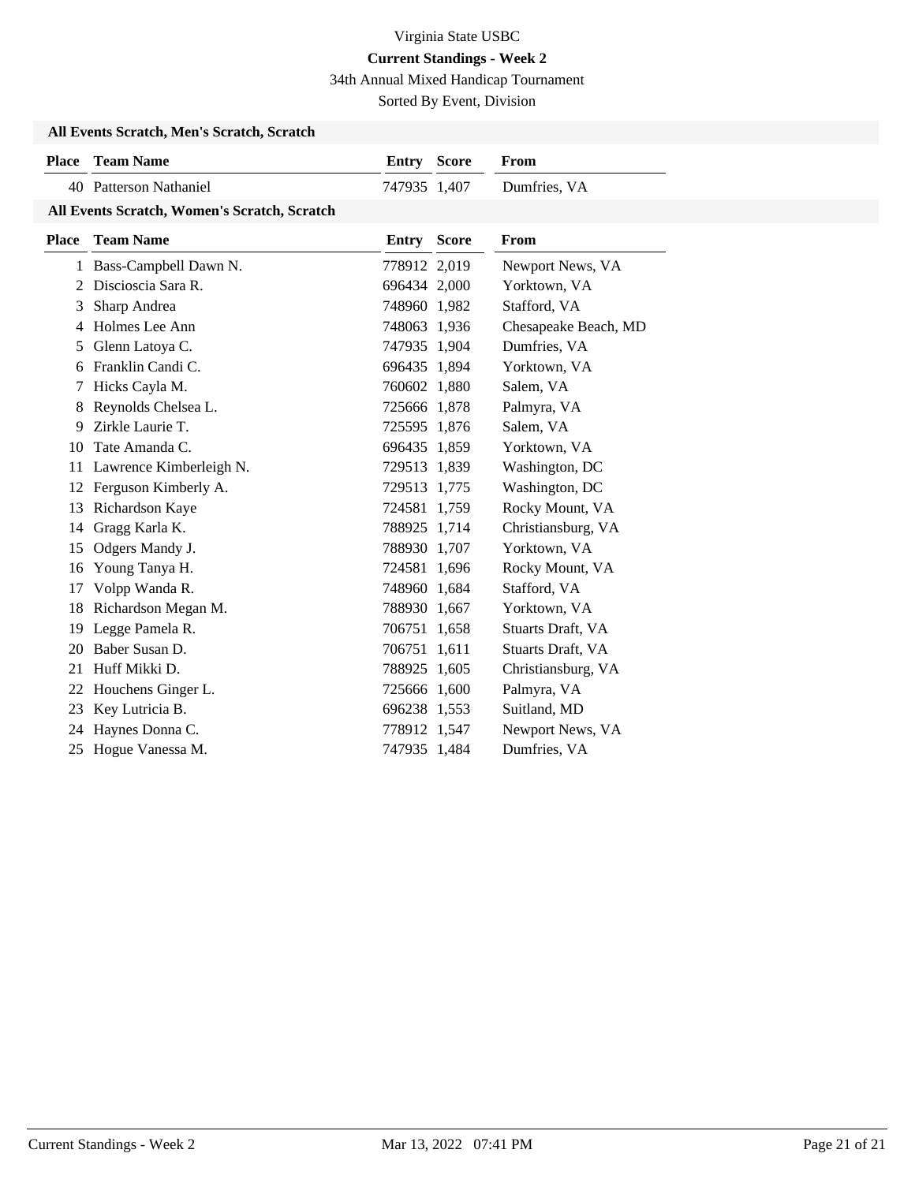Virginia State USBC

**Current Standings - Week 2**

34th Annual Mixed Handicap Tournament

Sorted By Event, Division

### All Events Scratch, Men's Scratch, Scratch

| Place | Team Name | Entry | Score | From |
|---|---|---|---|---|
| 40 | Patterson Nathaniel | 747935 | 1,407 | Dumfries, VA |

### All Events Scratch, Women's Scratch, Scratch

| Place | Team Name | Entry | Score | From |
|---|---|---|---|---|
| 1 | Bass-Campbell Dawn N. | 778912 | 2,019 | Newport News, VA |
| 2 | Discioscia Sara R. | 696434 | 2,000 | Yorktown, VA |
| 3 | Sharp Andrea | 748960 | 1,982 | Stafford, VA |
| 4 | Holmes Lee Ann | 748063 | 1,936 | Chesapeake Beach, MD |
| 5 | Glenn Latoya C. | 747935 | 1,904 | Dumfries, VA |
| 6 | Franklin Candi C. | 696435 | 1,894 | Yorktown, VA |
| 7 | Hicks Cayla M. | 760602 | 1,880 | Salem, VA |
| 8 | Reynolds Chelsea L. | 725666 | 1,878 | Palmyra, VA |
| 9 | Zirkle Laurie T. | 725595 | 1,876 | Salem, VA |
| 10 | Tate Amanda C. | 696435 | 1,859 | Yorktown, VA |
| 11 | Lawrence Kimberleigh N. | 729513 | 1,839 | Washington, DC |
| 12 | Ferguson Kimberly A. | 729513 | 1,775 | Washington, DC |
| 13 | Richardson Kaye | 724581 | 1,759 | Rocky Mount, VA |
| 14 | Gragg Karla K. | 788925 | 1,714 | Christiansburg, VA |
| 15 | Odgers Mandy J. | 788930 | 1,707 | Yorktown, VA |
| 16 | Young Tanya H. | 724581 | 1,696 | Rocky Mount, VA |
| 17 | Volpp Wanda R. | 748960 | 1,684 | Stafford, VA |
| 18 | Richardson Megan M. | 788930 | 1,667 | Yorktown, VA |
| 19 | Legge Pamela R. | 706751 | 1,658 | Stuarts Draft, VA |
| 20 | Baber Susan D. | 706751 | 1,611 | Stuarts Draft, VA |
| 21 | Huff Mikki D. | 788925 | 1,605 | Christiansburg, VA |
| 22 | Houchens Ginger L. | 725666 | 1,600 | Palmyra, VA |
| 23 | Key Lutricia B. | 696238 | 1,553 | Suitland, MD |
| 24 | Haynes Donna C. | 778912 | 1,547 | Newport News, VA |
| 25 | Hogue Vanessa M. | 747935 | 1,484 | Dumfries, VA |